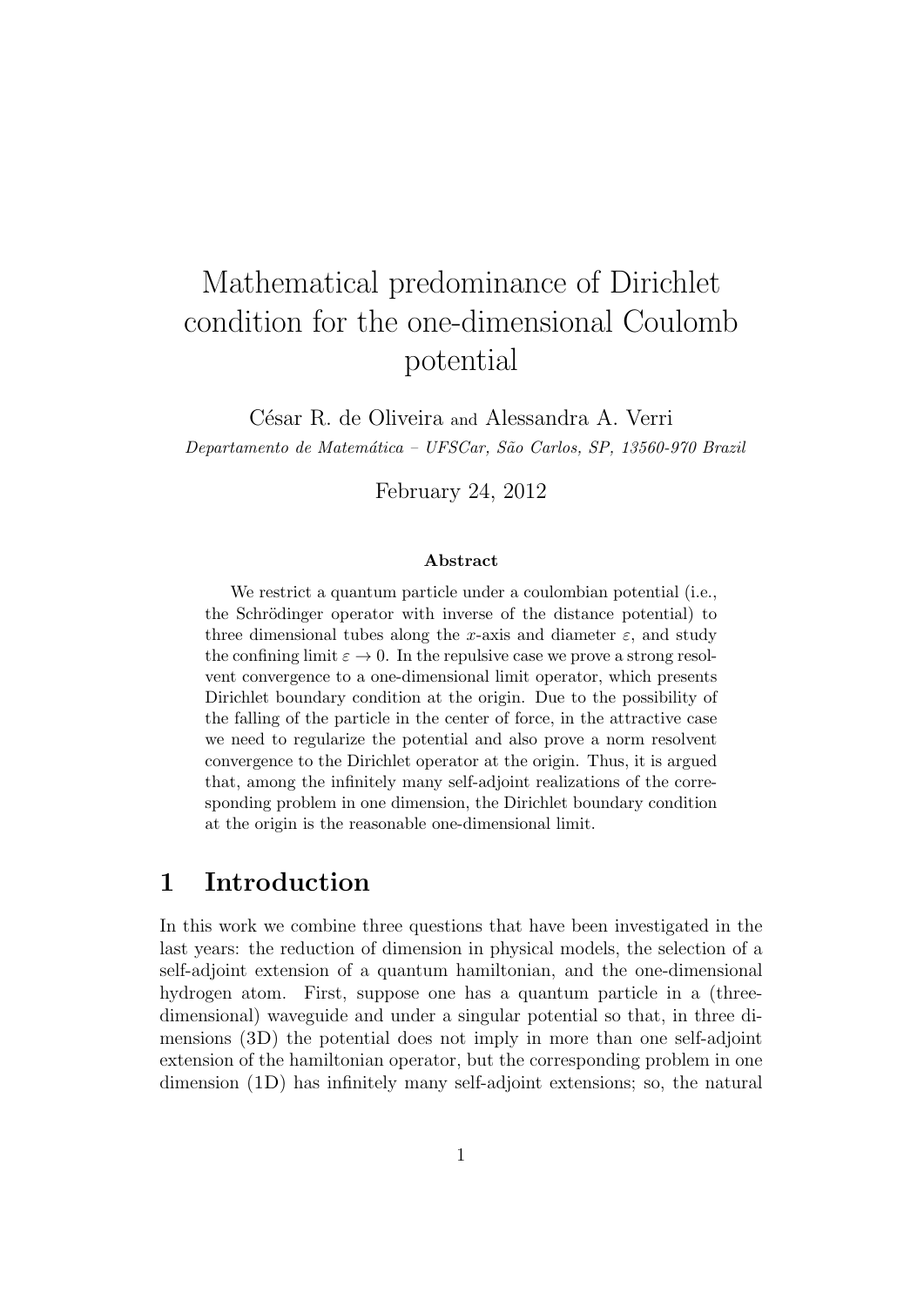# Mathematical predominance of Dirichlet condition for the one-dimensional Coulomb potential

César R. de Oliveira and Alessandra A. Verri

*Departamento de Matemática – UFSCar, São Carlos, SP, 13560-970 Brazil*

February 24, 2012

### Abstract

We restrict a quantum particle under a coulombian potential (i.e., the Schrödinger operator with inverse of the distance potential) to three dimensional tubes along the $x$-axis and diameter $\varepsilon$, and study the confining limit $\varepsilon \to 0$. In the repulsive case we prove a strong resolvent convergence to a one-dimensional limit operator, which presents Dirichlet boundary condition at the origin. Due to the possibility of the falling of the particle in the center of force, in the attractive case we need to regularize the potential and also prove a norm resolvent convergence to the Dirichlet operator at the origin. Thus, it is argued that, among the infinitely many self-adjoint realizations of the corresponding problem in one dimension, the Dirichlet boundary condition at the origin is the reasonable one-dimensional limit.

## 1 Introduction

In this work we combine three questions that have been investigated in the last years: the reduction of dimension in physical models, the selection of a self-adjoint extension of a quantum hamiltonian, and the one-dimensional hydrogen atom. First, suppose one has a quantum particle in a (three-dimensional) waveguide and under a singular potential so that, in three dimensions (3D) the potential does not imply in more than one self-adjoint extension of the hamiltonian operator, but the corresponding problem in one dimension (1D) has infinitely many self-adjoint extensions; so, the natural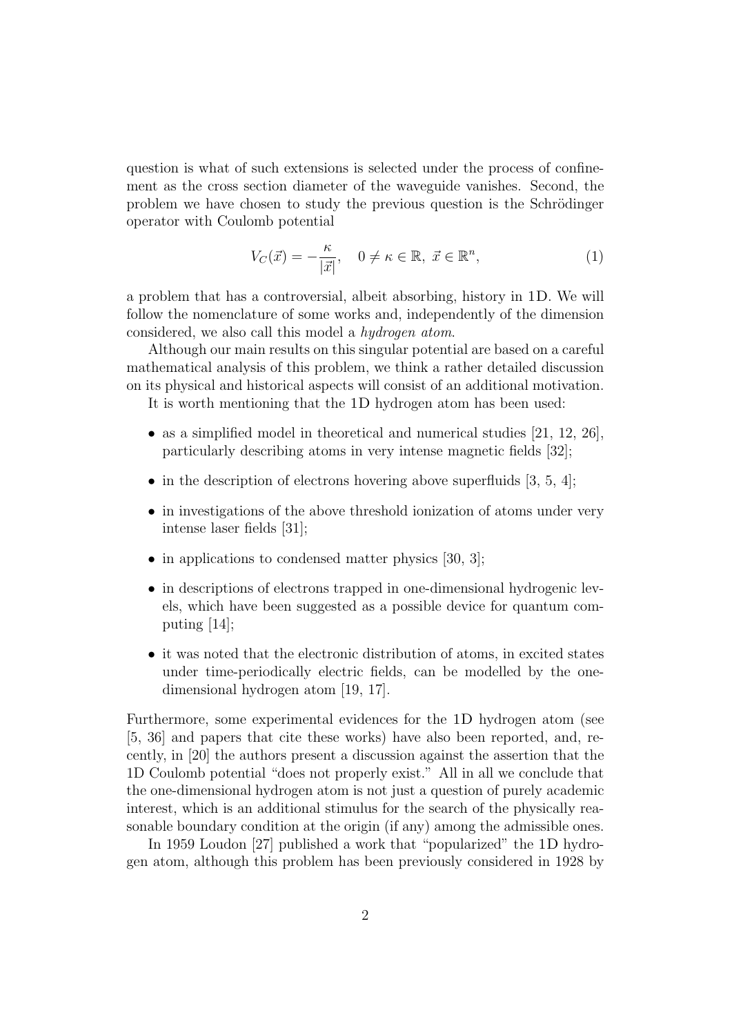question is what of such extensions is selected under the process of confinement as the cross section diameter of the waveguide vanishes. Second, the problem we have chosen to study the previous question is the Schrödinger operator with Coulomb potential

$$V_C(\vec{x}) = -\frac{\kappa}{|\vec{x}|}, \quad 0 \neq \kappa \in \mathbb{R},\ \vec{x} \in \mathbb{R}^n, \tag{1}$$

a problem that has a controversial, albeit absorbing, history in 1D. We will follow the nomenclature of some works and, independently of the dimension considered, we also call this model a *hydrogen atom*.

Although our main results on this singular potential are based on a careful mathematical analysis of this problem, we think a rather detailed discussion on its physical and historical aspects will consist of an additional motivation.

It is worth mentioning that the 1D hydrogen atom has been used:

- as a simplified model in theoretical and numerical studies [21, 12, 26], particularly describing atoms in very intense magnetic fields [32];
- in the description of electrons hovering above superfluids [3, 5, 4];
- in investigations of the above threshold ionization of atoms under very intense laser fields [31];
- in applications to condensed matter physics [30, 3];
- in descriptions of electrons trapped in one-dimensional hydrogenic levels, which have been suggested as a possible device for quantum computing [14];
- it was noted that the electronic distribution of atoms, in excited states under time-periodically electric fields, can be modelled by the one-dimensional hydrogen atom [19, 17].

Furthermore, some experimental evidences for the 1D hydrogen atom (see [5, 36] and papers that cite these works) have also been reported, and, recently, in [20] the authors present a discussion against the assertion that the 1D Coulomb potential "does not properly exist." All in all we conclude that the one-dimensional hydrogen atom is not just a question of purely academic interest, which is an additional stimulus for the search of the physically reasonable boundary condition at the origin (if any) among the admissible ones.

In 1959 Loudon [27] published a work that "popularized" the 1D hydrogen atom, although this problem has been previously considered in 1928 by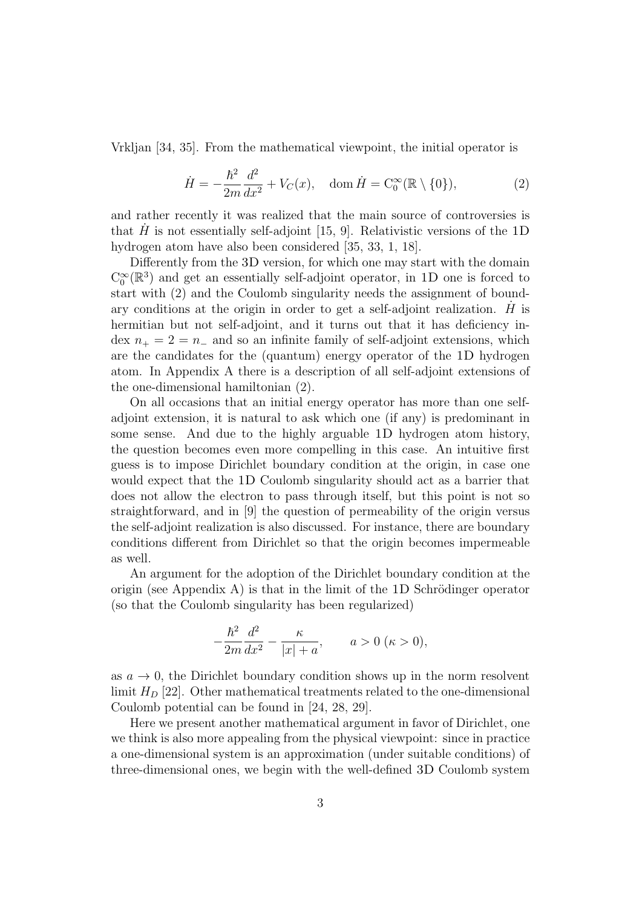Vrkljan [34, 35]. From the mathematical viewpoint, the initial operator is

$$\dot{H} = -\frac{\hbar^2}{2m}\frac{d^2}{dx^2} + V_C(x), \quad \operatorname{dom} \dot{H} = \mathrm{C}_0^\infty(\mathbb{R} \setminus \{0\}), \tag{2}$$

and rather recently it was realized that the main source of controversies is that $\dot{H}$ is not essentially self-adjoint [15, 9]. Relativistic versions of the 1D hydrogen atom have also been considered [35, 33, 1, 18].

Differently from the 3D version, for which one may start with the domain $\mathrm{C}_0^\infty(\mathbb{R}^3)$ and get an essentially self-adjoint operator, in 1D one is forced to start with (2) and the Coulomb singularity needs the assignment of boundary conditions at the origin in order to get a self-adjoint realization. $\dot{H}$ is hermitian but not self-adjoint, and it turns out that it has deficiency index $n_+ = 2 = n_-$ and so an infinite family of self-adjoint extensions, which are the candidates for the (quantum) energy operator of the 1D hydrogen atom. In Appendix A there is a description of all self-adjoint extensions of the one-dimensional hamiltonian (2).

On all occasions that an initial energy operator has more than one self-adjoint extension, it is natural to ask which one (if any) is predominant in some sense. And due to the highly arguable 1D hydrogen atom history, the question becomes even more compelling in this case. An intuitive first guess is to impose Dirichlet boundary condition at the origin, in case one would expect that the 1D Coulomb singularity should act as a barrier that does not allow the electron to pass through itself, but this point is not so straightforward, and in [9] the question of permeability of the origin versus the self-adjoint realization is also discussed. For instance, there are boundary conditions different from Dirichlet so that the origin becomes impermeable as well.

An argument for the adoption of the Dirichlet boundary condition at the origin (see Appendix A) is that in the limit of the 1D Schrödinger operator (so that the Coulomb singularity has been regularized)

$$-\frac{\hbar^2}{2m}\frac{d^2}{dx^2} - \frac{\kappa}{|x| + a}, \qquad a > 0 \ (\kappa > 0),$$

as $a \to 0$, the Dirichlet boundary condition shows up in the norm resolvent limit $H_D$ [22]. Other mathematical treatments related to the one-dimensional Coulomb potential can be found in [24, 28, 29].

Here we present another mathematical argument in favor of Dirichlet, one we think is also more appealing from the physical viewpoint: since in practice a one-dimensional system is an approximation (under suitable conditions) of three-dimensional ones, we begin with the well-defined 3D Coulomb system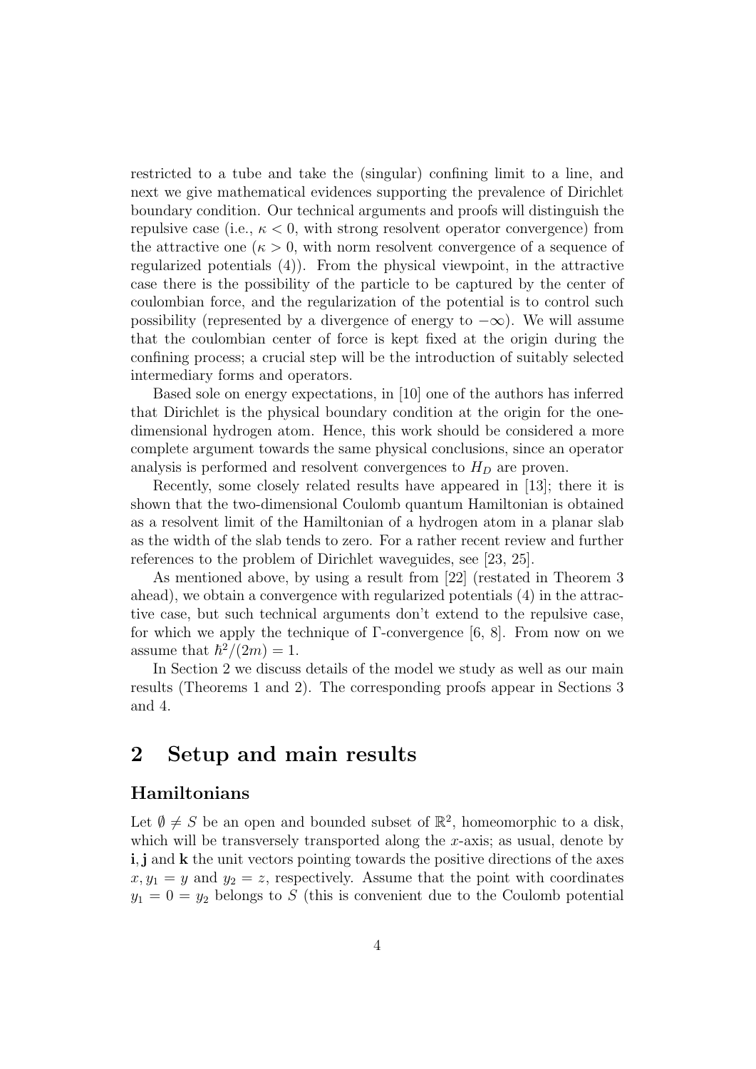restricted to a tube and take the (singular) confining limit to a line, and next we give mathematical evidences supporting the prevalence of Dirichlet boundary condition. Our technical arguments and proofs will distinguish the repulsive case (i.e., $\kappa < 0$, with strong resolvent operator convergence) from the attractive one ($\kappa > 0$, with norm resolvent convergence of a sequence of regularized potentials (4)). From the physical viewpoint, in the attractive case there is the possibility of the particle to be captured by the center of coulombian force, and the regularization of the potential is to control such possibility (represented by a divergence of energy to $-\infty$). We will assume that the coulombian center of force is kept fixed at the origin during the confining process; a crucial step will be the introduction of suitably selected intermediary forms and operators.

Based sole on energy expectations, in [10] one of the authors has inferred that Dirichlet is the physical boundary condition at the origin for the one-dimensional hydrogen atom. Hence, this work should be considered a more complete argument towards the same physical conclusions, since an operator analysis is performed and resolvent convergences to $H_D$ are proven.

Recently, some closely related results have appeared in [13]; there it is shown that the two-dimensional Coulomb quantum Hamiltonian is obtained as a resolvent limit of the Hamiltonian of a hydrogen atom in a planar slab as the width of the slab tends to zero. For a rather recent review and further references to the problem of Dirichlet waveguides, see [23, 25].

As mentioned above, by using a result from [22] (restated in Theorem 3 ahead), we obtain a convergence with regularized potentials (4) in the attractive case, but such technical arguments don't extend to the repulsive case, for which we apply the technique of $\Gamma$-convergence [6, 8]. From now on we assume that $\hbar^2/(2m) = 1$.

In Section 2 we discuss details of the model we study as well as our main results (Theorems 1 and 2). The corresponding proofs appear in Sections 3 and 4.

# 2 Setup and main results

### Hamiltonians

Let $\emptyset \neq S$ be an open and bounded subset of $\mathbb{R}^2$, homeomorphic to a disk, which will be transversely transported along the $x$-axis; as usual, denote by $\mathbf{i}, \mathbf{j}$ and $\mathbf{k}$ the unit vectors pointing towards the positive directions of the axes $x, y_1 = y$ and $y_2 = z$, respectively. Assume that the point with coordinates $y_1 = 0 = y_2$ belongs to $S$ (this is convenient due to the Coulomb potential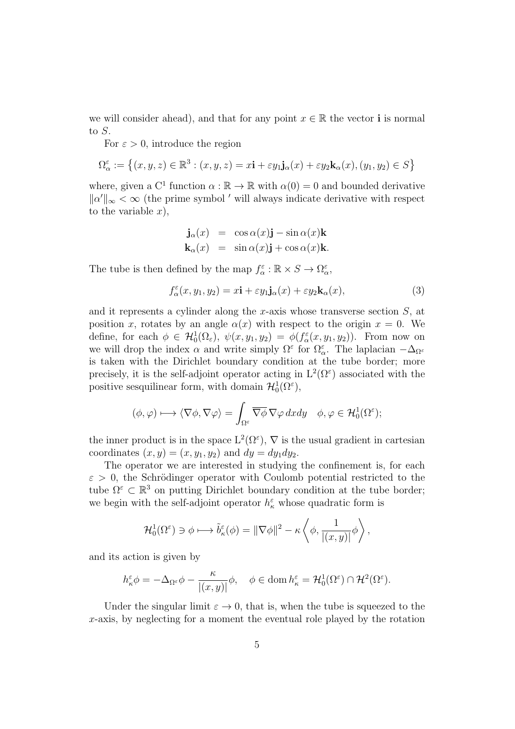we will consider ahead), and that for any point $x \in \mathbb{R}$ the vector $\mathbf{i}$ is normal to $S$.

For $\varepsilon > 0$, introduce the region

$$\Omega_\alpha^\varepsilon := \left\{(x,y,z) \in \mathbb{R}^3 : (x,y,z) = x\mathbf{i} + \varepsilon y_1 \mathbf{j}_\alpha(x) + \varepsilon y_2 \mathbf{k}_\alpha(x), (y_1, y_2) \in S\right\}$$

where, given a $\mathrm{C}^1$ function $\alpha : \mathbb{R} \to \mathbb{R}$ with $\alpha(0) = 0$ and bounded derivative $\|\alpha'\|_\infty < \infty$ (the prime symbol $'$ will always indicate derivative with respect to the variable $x$),

$$\begin{aligned} \mathbf{j}_\alpha(x) &= \cos\alpha(x)\mathbf{j} - \sin\alpha(x)\mathbf{k} \\ \mathbf{k}_\alpha(x) &= \sin\alpha(x)\mathbf{j} + \cos\alpha(x)\mathbf{k}. \end{aligned}$$

The tube is then defined by the map $f_\alpha^\varepsilon : \mathbb{R} \times S \to \Omega_\alpha^\varepsilon$,

$$f_\alpha^\varepsilon(x, y_1, y_2) = x\mathbf{i} + \varepsilon y_1 \mathbf{j}_\alpha(x) + \varepsilon y_2 \mathbf{k}_\alpha(x), \tag{3}$$

and it represents a cylinder along the $x$-axis whose transverse section $S$, at position $x$, rotates by an angle $\alpha(x)$ with respect to the origin $x = 0$. We define, for each $\phi \in \mathcal{H}_0^1(\Omega_\varepsilon)$, $\psi(x, y_1, y_2) = \phi(f_\alpha^\varepsilon(x, y_1, y_2))$. From now on we will drop the index $\alpha$ and write simply $\Omega^\varepsilon$ for $\Omega_\alpha^\varepsilon$. The laplacian $-\Delta_{\Omega^\varepsilon}$ is taken with the Dirichlet boundary condition at the tube border; more precisely, it is the self-adjoint operator acting in $\mathrm{L}^2(\Omega^\varepsilon)$ associated with the positive sesquilinear form, with domain $\mathcal{H}_0^1(\Omega^\varepsilon)$,

$$(\phi, \varphi) \longmapsto \langle \nabla\phi, \nabla\varphi \rangle = \int_{\Omega^\varepsilon} \overline{\nabla\phi}\, \nabla\varphi \, dxdy \quad \phi, \varphi \in \mathcal{H}_0^1(\Omega^\varepsilon);$$

the inner product is in the space $\mathrm{L}^2(\Omega^\varepsilon)$, $\nabla$ is the usual gradient in cartesian coordinates $(x, y) = (x, y_1, y_2)$ and $dy = dy_1 dy_2$.

The operator we are interested in studying the confinement is, for each $\varepsilon > 0$, the Schrödinger operator with Coulomb potential restricted to the tube $\Omega^\varepsilon \subset \mathbb{R}^3$ on putting Dirichlet boundary condition at the tube border; we begin with the self-adjoint operator $h_\kappa^\varepsilon$ whose quadratic form is

$$\mathcal{H}_0^1(\Omega^\varepsilon) \ni \phi \longmapsto \tilde{b}_\kappa^\varepsilon(\phi) = \|\nabla\phi\|^2 - \kappa \left\langle \phi, \frac{1}{|(x,y)|}\phi \right\rangle,$$

and its action is given by

$$h_\kappa^\varepsilon \phi = -\Delta_{\Omega^\varepsilon}\phi - \frac{\kappa}{|(x,y)|}\phi, \quad \phi \in \operatorname{dom} h_\kappa^\varepsilon = \mathcal{H}_0^1(\Omega^\varepsilon) \cap \mathcal{H}^2(\Omega^\varepsilon).$$

Under the singular limit $\varepsilon \to 0$, that is, when the tube is squeezed to the $x$-axis, by neglecting for a moment the eventual role played by the rotation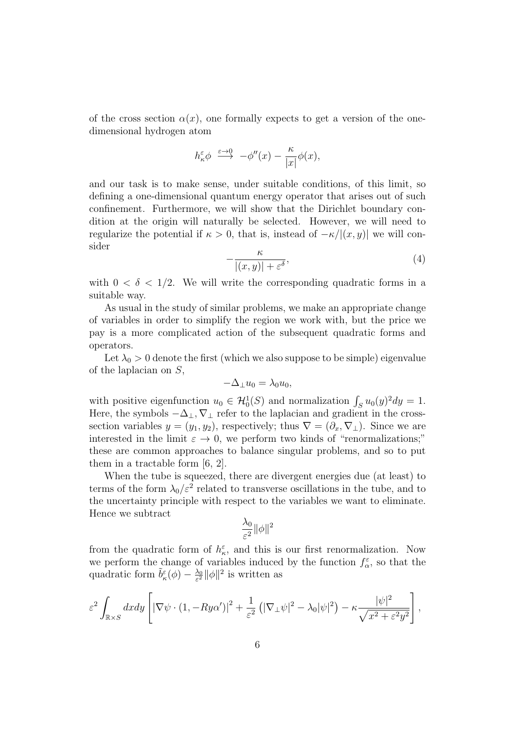of the cross section $\alpha(x)$, one formally expects to get a version of the one-dimensional hydrogen atom

$$h_\kappa^\varepsilon \phi \stackrel{\varepsilon\to 0}{\longrightarrow} -\phi''(x) - \frac{\kappa}{|x|}\phi(x),$$

and our task is to make sense, under suitable conditions, of this limit, so defining a one-dimensional quantum energy operator that arises out of such confinement. Furthermore, we will show that the Dirichlet boundary condition at the origin will naturally be selected. However, we will need to regularize the potential if $\kappa > 0$, that is, instead of $-\kappa/|(x,y)|$ we will consider

$$-\frac{\kappa}{|(x,y)| + \varepsilon^\delta}, \tag{4}$$

with $0 < \delta < 1/2$. We will write the corresponding quadratic forms in a suitable way.

As usual in the study of similar problems, we make an appropriate change of variables in order to simplify the region we work with, but the price we pay is a more complicated action of the subsequent quadratic forms and operators.

Let $\lambda_0 > 0$ denote the first (which we also suppose to be simple) eigenvalue of the laplacian on $S$,

$$-\Delta_\perp u_0 = \lambda_0 u_0,$$

with positive eigenfunction $u_0 \in \mathcal{H}_0^1(S)$ and normalization $\int_S u_0(y)^2 dy = 1$. Here, the symbols $-\Delta_\perp, \nabla_\perp$ refer to the laplacian and gradient in the cross-section variables $y = (y_1, y_2)$, respectively; thus $\nabla = (\partial_x, \nabla_\perp)$. Since we are interested in the limit $\varepsilon \to 0$, we perform two kinds of "renormalizations;" these are common approaches to balance singular problems, and so to put them in a tractable form [6, 2].

When the tube is squeezed, there are divergent energies due (at least) to terms of the form $\lambda_0/\varepsilon^2$ related to transverse oscillations in the tube, and to the uncertainty principle with respect to the variables we want to eliminate. Hence we subtract

$$\frac{\lambda_0}{\varepsilon^2}\|\phi\|^2$$

from the quadratic form of $h_\kappa^\varepsilon$, and this is our first renormalization. Now we perform the change of variables induced by the function $f_\alpha^\varepsilon$, so that the quadratic form $\tilde{b}_\kappa^\varepsilon(\phi) - \frac{\lambda_0}{\varepsilon^2}\|\phi\|^2$ is written as

$$\varepsilon^2 \int_{\mathbb{R}\times S} dx dy \left[ |\nabla\psi \cdot (1, -Ry\alpha')|^2 + \frac{1}{\varepsilon^2}\left(|\nabla_\perp \psi|^2 - \lambda_0|\psi|^2\right) - \kappa \frac{|\psi|^2}{\sqrt{x^2 + \varepsilon^2 y^2}} \right],$$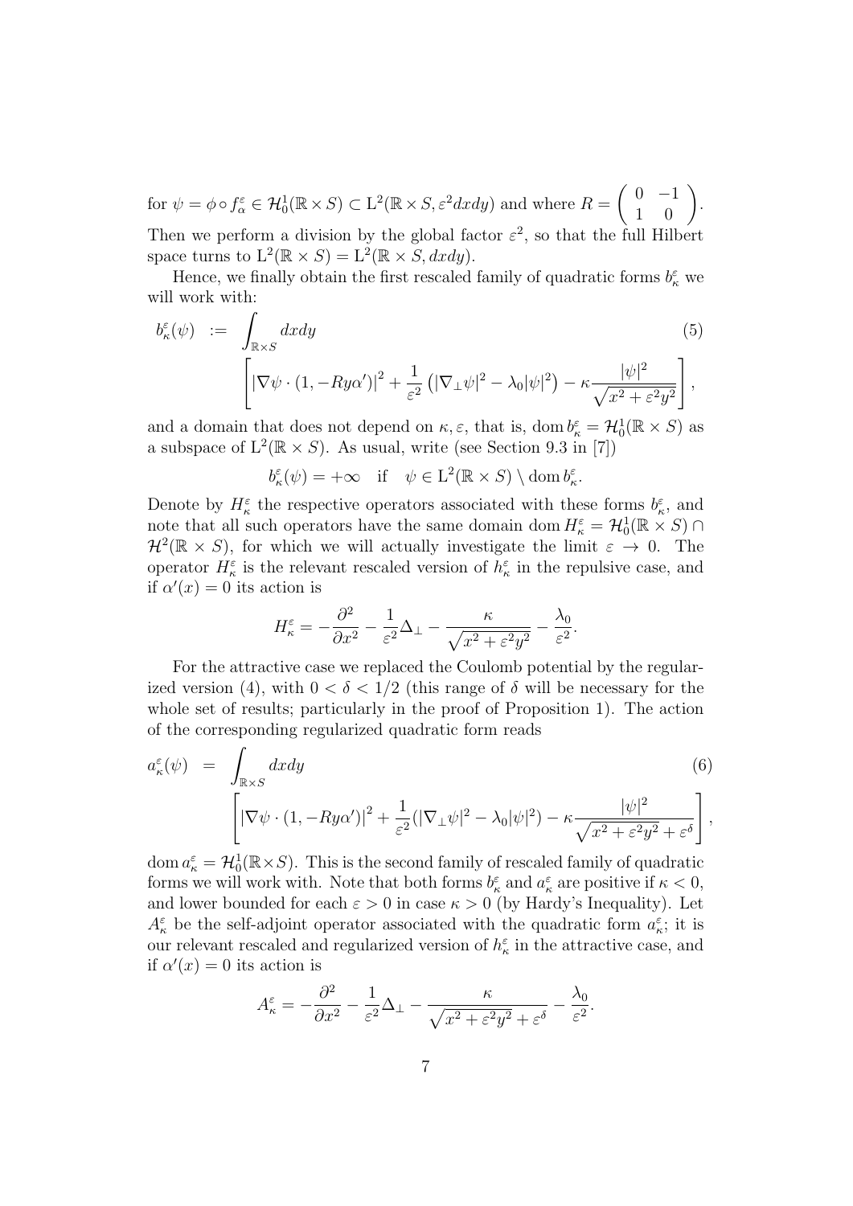for $\psi = \phi \circ f_\alpha^\varepsilon \in \mathcal{H}_0^1(\mathbb{R} \times S) \subset \mathrm{L}^2(\mathbb{R} \times S, \varepsilon^2 dxdy)$ and where $R = \begin{pmatrix} 0 & -1 \\ 1 & 0 \end{pmatrix}$. Then we perform a division by the global factor $\varepsilon^2$, so that the full Hilbert space turns to $\mathrm{L}^2(\mathbb{R} \times S) = \mathrm{L}^2(\mathbb{R} \times S, dxdy)$.

Hence, we finally obtain the first rescaled family of quadratic forms $b_\kappa^\varepsilon$ we will work with:

$$
\begin{aligned}
b_\kappa^\varepsilon(\psi) \; := \; & \int_{\mathbb{R} \times S} dxdy \qquad\qquad (5) \\
& \left[ \left| \nabla \psi \cdot (1, -Ry\alpha') \right|^2 + \frac{1}{\varepsilon^2} \left( |\nabla_\perp \psi|^2 - \lambda_0 |\psi|^2 \right) - \kappa \frac{|\psi|^2}{\sqrt{x^2 + \varepsilon^2 y^2}} \right],
\end{aligned}
$$

and a domain that does not depend on $\kappa, \varepsilon$, that is, $\operatorname{dom} b_\kappa^\varepsilon = \mathcal{H}_0^1(\mathbb{R} \times S)$ as a subspace of $\mathrm{L}^2(\mathbb{R} \times S)$. As usual, write (see Section 9.3 in [7])

$$
b_\kappa^\varepsilon(\psi) = +\infty \quad \text{if} \quad \psi \in \mathrm{L}^2(\mathbb{R} \times S) \setminus \operatorname{dom} b_\kappa^\varepsilon.
$$

Denote by $H_\kappa^\varepsilon$ the respective operators associated with these forms $b_\kappa^\varepsilon$, and note that all such operators have the same domain $\operatorname{dom} H_\kappa^\varepsilon = \mathcal{H}_0^1(\mathbb{R} \times S) \cap \mathcal{H}^2(\mathbb{R} \times S)$, for which we will actually investigate the limit $\varepsilon \to 0$. The operator $H_\kappa^\varepsilon$ is the relevant rescaled version of $h_\kappa^\varepsilon$ in the repulsive case, and if $\alpha'(x) = 0$ its action is

$$
H_\kappa^\varepsilon = -\frac{\partial^2}{\partial x^2} - \frac{1}{\varepsilon^2} \Delta_\perp - \frac{\kappa}{\sqrt{x^2 + \varepsilon^2 y^2}} - \frac{\lambda_0}{\varepsilon^2}.
$$

For the attractive case we replaced the Coulomb potential by the regularized version (4), with $0 < \delta < 1/2$ (this range of $\delta$ will be necessary for the whole set of results; particularly in the proof of Proposition 1). The action of the corresponding regularized quadratic form reads

$$
\begin{aligned}
a_\kappa^\varepsilon(\psi) \; = \; & \int_{\mathbb{R} \times S} dxdy \qquad\qquad (6) \\
& \left[ \left| \nabla \psi \cdot (1, -Ry\alpha') \right|^2 + \frac{1}{\varepsilon^2} (|\nabla_\perp \psi|^2 - \lambda_0 |\psi|^2) - \kappa \frac{|\psi|^2}{\sqrt{x^2 + \varepsilon^2 y^2 + \varepsilon^\delta}} \right],
\end{aligned}
$$

$\operatorname{dom} a_\kappa^\varepsilon = \mathcal{H}_0^1(\mathbb{R} \times S)$. This is the second family of rescaled family of quadratic forms we will work with. Note that both forms $b_\kappa^\varepsilon$ and $a_\kappa^\varepsilon$ are positive if $\kappa < 0$, and lower bounded for each $\varepsilon > 0$ in case $\kappa > 0$ (by Hardy's Inequality). Let $A_\kappa^\varepsilon$ be the self-adjoint operator associated with the quadratic form $a_\kappa^\varepsilon$; it is our relevant rescaled and regularized version of $h_\kappa^\varepsilon$ in the attractive case, and if $\alpha'(x) = 0$ its action is

$$
A_\kappa^\varepsilon = -\frac{\partial^2}{\partial x^2} - \frac{1}{\varepsilon^2} \Delta_\perp - \frac{\kappa}{\sqrt{x^2 + \varepsilon^2 y^2 + \varepsilon^\delta}} - \frac{\lambda_0}{\varepsilon^2}.
$$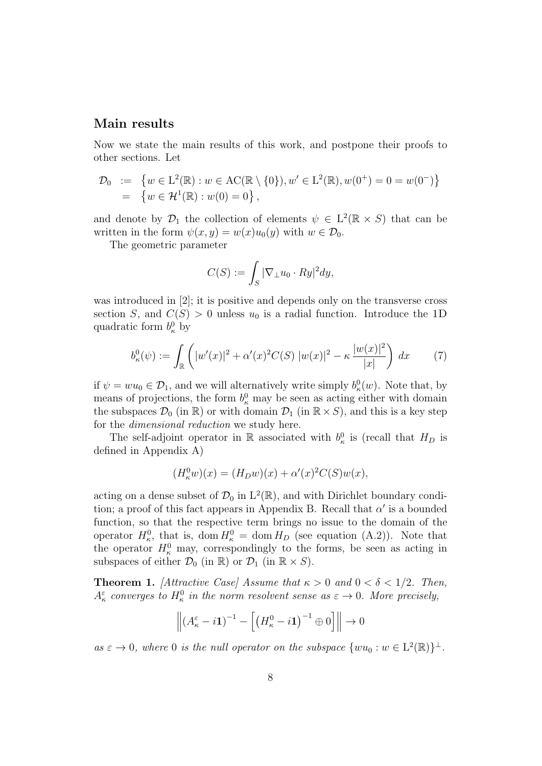## Main results

Now we state the main results of this work, and postpone their proofs to other sections. Let

$$\begin{aligned} \mathcal{D}_0 &:= \left\{ w \in \mathrm{L}^2(\mathbb{R}) : w \in \mathrm{AC}(\mathbb{R} \setminus \{0\}), w' \in \mathrm{L}^2(\mathbb{R}), w(0^+) = 0 = w(0^-) \right\} \\ &= \left\{ w \in \mathcal{H}^1(\mathbb{R}) : w(0) = 0 \right\}, \end{aligned}$$

and denote by $\mathcal{D}_1$ the collection of elements $\psi \in \mathrm{L}^2(\mathbb{R} \times S)$ that can be written in the form $\psi(x, y) = w(x)u_0(y)$ with $w \in \mathcal{D}_0$.

The geometric parameter

$$C(S) := \int_S |\nabla_\perp u_0 \cdot Ry|^2 dy,$$

was introduced in [2]; it is positive and depends only on the transverse cross section $S$, and $C(S) > 0$ unless $u_0$ is a radial function. Introduce the 1D quadratic form $b^0_\kappa$ by

$$b^0_\kappa(\psi) := \int_{\mathbb{R}} \left( |w'(x)|^2 + \alpha'(x)^2 C(S)\, |w(x)|^2 - \kappa \frac{|w(x)|^2}{|x|} \right) dx \qquad (7)$$

if $\psi = wu_0 \in \mathcal{D}_1$, and we will alternatively write simply $b^0_\kappa(w)$. Note that, by means of projections, the form $b^0_\kappa$ may be seen as acting either with domain the subspaces $\mathcal{D}_0$ (in $\mathbb{R}$) or with domain $\mathcal{D}_1$ (in $\mathbb{R} \times S$), and this is a key step for the *dimensional reduction* we study here.

The self-adjoint operator in $\mathbb{R}$ associated with $b^0_\kappa$ is (recall that $H_D$ is defined in Appendix A)

$$(H^0_\kappa w)(x) = (H_D w)(x) + \alpha'(x)^2 C(S) w(x),$$

acting on a dense subset of $\mathcal{D}_0$ in $\mathrm{L}^2(\mathbb{R})$, and with Dirichlet boundary condition; a proof of this fact appears in Appendix B. Recall that $\alpha'$ is a bounded function, so that the respective term brings no issue to the domain of the operator $H^0_\kappa$, that is, $\operatorname{dom} H^0_\kappa = \operatorname{dom} H_D$ (see equation (A.2)). Note that the operator $H^0_\kappa$ may, correspondingly to the forms, be seen as acting in subspaces of either $\mathcal{D}_0$ (in $\mathbb{R}$) or $\mathcal{D}_1$ (in $\mathbb{R} \times S$).

**Theorem 1.** *[Attractive Case] Assume that $\kappa > 0$ and $0 < \delta < 1/2$. Then, $A^\varepsilon_\kappa$ converges to $H^0_\kappa$ in the norm resolvent sense as $\varepsilon \to 0$. More precisely,*

$$\left\| \left(A^\varepsilon_\kappa - i\mathbf{1}\right)^{-1} - \left[ \left(H^0_\kappa - i\mathbf{1}\right)^{-1} \oplus 0 \right] \right\| \to 0$$

*as $\varepsilon \to 0$, where $0$ is the null operator on the subspace $\{wu_0 : w \in \mathrm{L}^2(\mathbb{R})\}^\perp$.*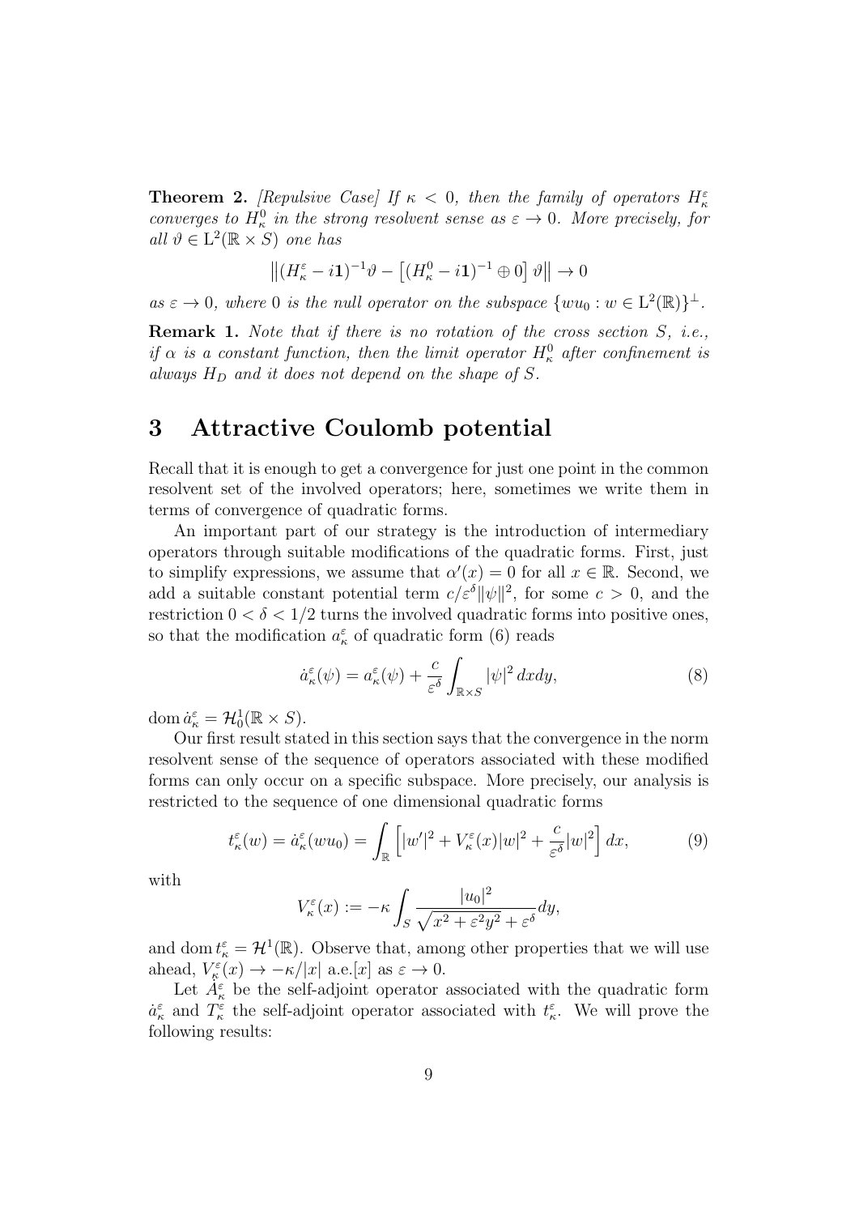**Theorem 2.** *[Repulsive Case] If $\kappa < 0$, then the family of operators $H_\kappa^\varepsilon$ converges to $H_\kappa^0$ in the strong resolvent sense as $\varepsilon \to 0$. More precisely, for all $\vartheta \in \mathrm{L}^2(\mathbb{R} \times S)$ one has*

$$\left\|(H_\kappa^\varepsilon - i\mathbf{1})^{-1}\vartheta - \left[(H_\kappa^0 - i\mathbf{1})^{-1} \oplus 0\right]\vartheta\right\| \to 0$$

*as $\varepsilon \to 0$, where $0$ is the null operator on the subspace $\{wu_0 : w \in \mathrm{L}^2(\mathbb{R})\}^\perp$.*

**Remark 1.** *Note that if there is no rotation of the cross section $S$, i.e., if $\alpha$ is a constant function, then the limit operator $H_\kappa^0$ after confinement is always $H_D$ and it does not depend on the shape of $S$.*

# 3 Attractive Coulomb potential

Recall that it is enough to get a convergence for just one point in the common resolvent set of the involved operators; here, sometimes we write them in terms of convergence of quadratic forms.

An important part of our strategy is the introduction of intermediary operators through suitable modifications of the quadratic forms. First, just to simplify expressions, we assume that $\alpha'(x) = 0$ for all $x \in \mathbb{R}$. Second, we add a suitable constant potential term $c/\varepsilon^\delta \|\psi\|^2$, for some $c > 0$, and the restriction $0 < \delta < 1/2$ turns the involved quadratic forms into positive ones, so that the modification $a_\kappa^\varepsilon$ of quadratic form (6) reads

$$\dot{a}_\kappa^\varepsilon(\psi) = a_\kappa^\varepsilon(\psi) + \frac{c}{\varepsilon^\delta} \int_{\mathbb{R}\times S} |\psi|^2 \, dxdy, \tag{8}$$

$\operatorname{dom} \dot{a}_\kappa^\varepsilon = \mathcal{H}_0^1(\mathbb{R} \times S)$.

Our first result stated in this section says that the convergence in the norm resolvent sense of the sequence of operators associated with these modified forms can only occur on a specific subspace. More precisely, our analysis is restricted to the sequence of one dimensional quadratic forms

$$t_\kappa^\varepsilon(w) = \dot{a}_\kappa^\varepsilon(wu_0) = \int_{\mathbb{R}} \left[|w'|^2 + V_\kappa^\varepsilon(x)|w|^2 + \frac{c}{\varepsilon^\delta}|w|^2\right] dx, \tag{9}$$

with

$$V_\kappa^\varepsilon(x) := -\kappa \int_S \frac{|u_0|^2}{\sqrt{x^2 + \varepsilon^2 y^2} + \varepsilon^\delta} dy,$$

and $\operatorname{dom} t_\kappa^\varepsilon = \mathcal{H}^1(\mathbb{R})$. Observe that, among other properties that we will use ahead, $V_\kappa^\varepsilon(x) \to -\kappa/|x|$ a.e.$[x]$ as $\varepsilon \to 0$.

Let $\dot{A}_\kappa^\varepsilon$ be the self-adjoint operator associated with the quadratic form $\dot{a}_\kappa^\varepsilon$ and $T_\kappa^\varepsilon$ the self-adjoint operator associated with $t_\kappa^\varepsilon$. We will prove the following results: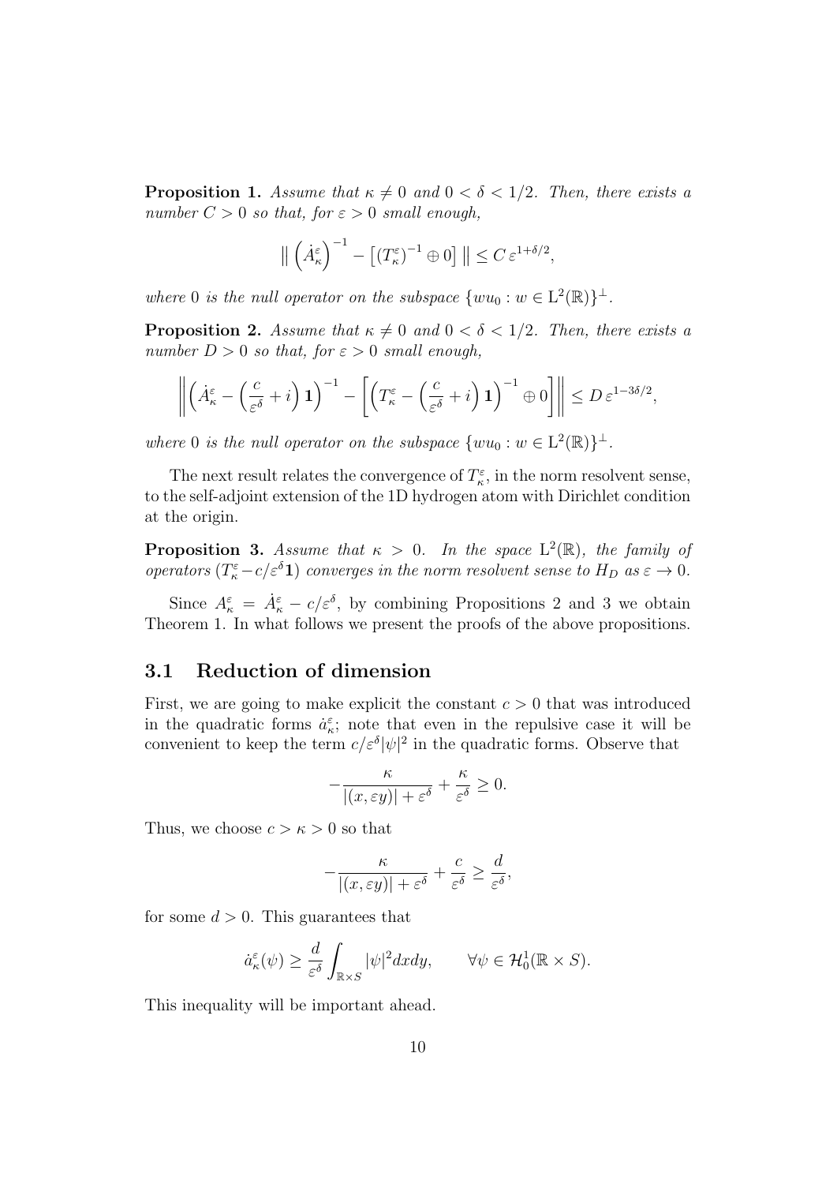**Proposition 1.** *Assume that $\kappa \neq 0$ and $0 < \delta < 1/2$. Then, there exists a number $C > 0$ so that, for $\varepsilon > 0$ small enough,*

$$\left\| \left(\dot{A}_\kappa^\varepsilon\right)^{-1} - \left[(T_\kappa^\varepsilon)^{-1} \oplus 0\right] \right\| \leq C\, \varepsilon^{1+\delta/2},$$

*where 0 is the null operator on the subspace $\{wu_0 : w \in \mathrm{L}^2(\mathbb{R})\}^\perp$.*

**Proposition 2.** *Assume that $\kappa \neq 0$ and $0 < \delta < 1/2$. Then, there exists a number $D > 0$ so that, for $\varepsilon > 0$ small enough,*

$$\left\| \left(\dot{A}_\kappa^\varepsilon - \left(\frac{c}{\varepsilon^\delta} + i\right)\mathbf{1}\right)^{-1} - \left[\left(T_\kappa^\varepsilon - \left(\frac{c}{\varepsilon^\delta} + i\right)\mathbf{1}\right)^{-1} \oplus 0\right] \right\| \leq D\, \varepsilon^{1-3\delta/2},$$

*where 0 is the null operator on the subspace $\{wu_0 : w \in \mathrm{L}^2(\mathbb{R})\}^\perp$.*

The next result relates the convergence of $T_\kappa^\varepsilon$, in the norm resolvent sense, to the self-adjoint extension of the 1D hydrogen atom with Dirichlet condition at the origin.

**Proposition 3.** *Assume that $\kappa > 0$. In the space $\mathrm{L}^2(\mathbb{R})$, the family of operators $(T_\kappa^\varepsilon - c/\varepsilon^\delta \mathbf{1})$ converges in the norm resolvent sense to $H_D$ as $\varepsilon \to 0$.*

Since $A_\kappa^\varepsilon = \dot{A}_\kappa^\varepsilon - c/\varepsilon^\delta$, by combining Propositions 2 and 3 we obtain Theorem 1. In what follows we present the proofs of the above propositions.

## 3.1 Reduction of dimension

First, we are going to make explicit the constant $c > 0$ that was introduced in the quadratic forms $\dot{a}_\kappa^\varepsilon$; note that even in the repulsive case it will be convenient to keep the term $c/\varepsilon^\delta |\psi|^2$ in the quadratic forms. Observe that

$$-\frac{\kappa}{|(x, \varepsilon y)| + \varepsilon^\delta} + \frac{\kappa}{\varepsilon^\delta} \geq 0.$$

Thus, we choose $c > \kappa > 0$ so that

$$-\frac{\kappa}{|(x, \varepsilon y)| + \varepsilon^\delta} + \frac{c}{\varepsilon^\delta} \geq \frac{d}{\varepsilon^\delta},$$

for some $d > 0$. This guarantees that

$$\dot{a}_\kappa^\varepsilon(\psi) \geq \frac{d}{\varepsilon^\delta} \int_{\mathbb{R}\times S} |\psi|^2 dx dy, \qquad \forall \psi \in \mathcal{H}_0^1(\mathbb{R} \times S).$$

This inequality will be important ahead.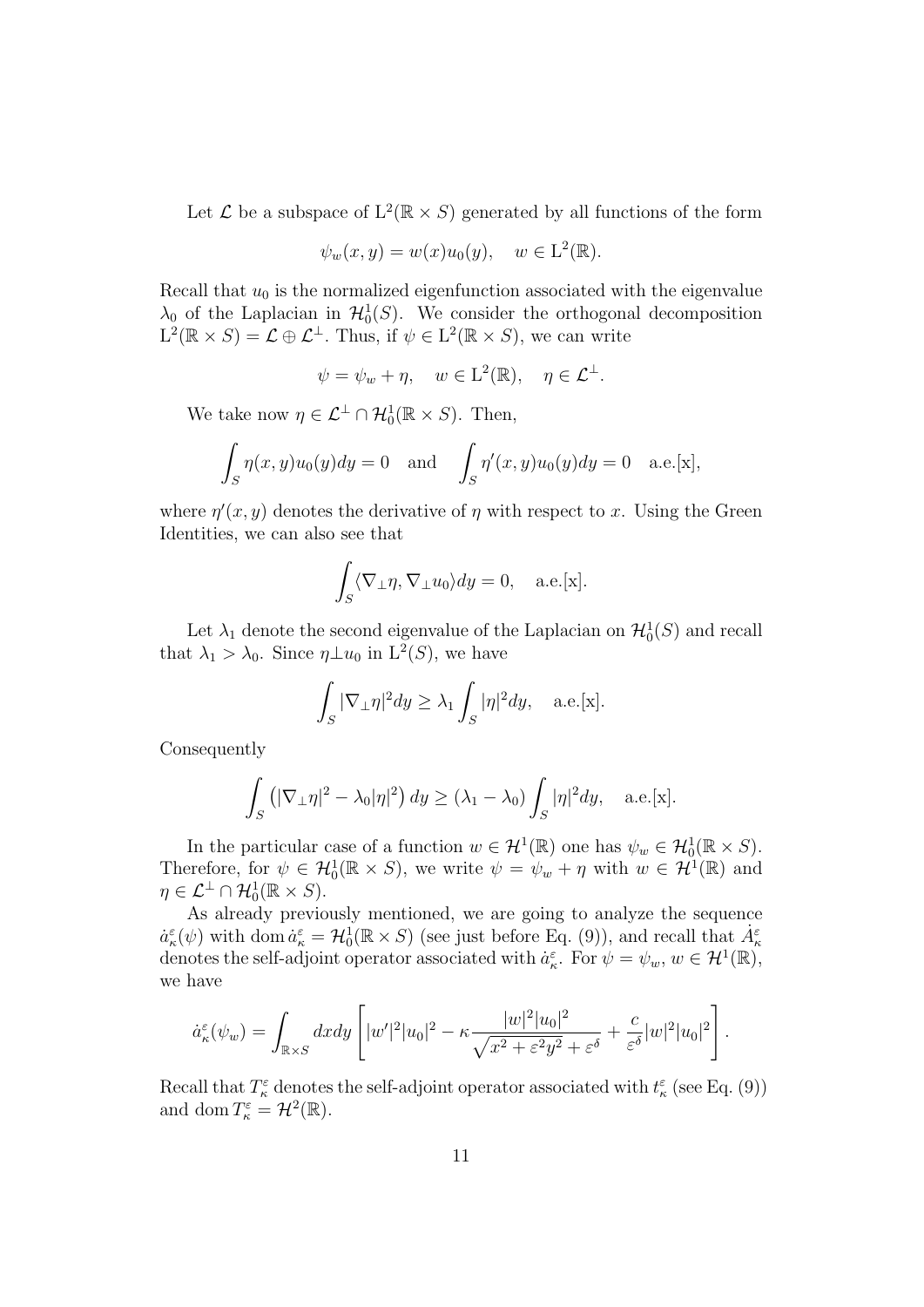Let $\mathcal{L}$ be a subspace of $\mathrm{L}^2(\mathbb{R} \times S)$ generated by all functions of the form

$$\psi_w(x, y) = w(x)u_0(y), \quad w \in \mathrm{L}^2(\mathbb{R}).$$

Recall that $u_0$ is the normalized eigenfunction associated with the eigenvalue $\lambda_0$ of the Laplacian in $\mathcal{H}_0^1(S)$. We consider the orthogonal decomposition $\mathrm{L}^2(\mathbb{R} \times S) = \mathcal{L} \oplus \mathcal{L}^\perp$. Thus, if $\psi \in \mathrm{L}^2(\mathbb{R} \times S)$, we can write

$$\psi = \psi_w + \eta, \quad w \in \mathrm{L}^2(\mathbb{R}), \quad \eta \in \mathcal{L}^\perp.$$

We take now $\eta \in \mathcal{L}^\perp \cap \mathcal{H}_0^1(\mathbb{R} \times S)$. Then,

$$\int_S \eta(x, y)u_0(y)dy = 0 \quad \text{and} \quad \int_S \eta'(x, y)u_0(y)dy = 0 \quad \text{a.e.[x]},$$

where $\eta'(x, y)$ denotes the derivative of $\eta$ with respect to $x$. Using the Green Identities, we can also see that

$$\int_S \langle \nabla_\perp \eta, \nabla_\perp u_0 \rangle dy = 0, \quad \text{a.e.[x]}.$$

Let $\lambda_1$ denote the second eigenvalue of the Laplacian on $\mathcal{H}_0^1(S)$ and recall that $\lambda_1 > \lambda_0$. Since $\eta \perp u_0$ in $\mathrm{L}^2(S)$, we have

$$\int_S |\nabla_\perp \eta|^2 dy \geq \lambda_1 \int_S |\eta|^2 dy, \quad \text{a.e.[x]}.$$

Consequently

$$\int_S \left( |\nabla_\perp \eta|^2 - \lambda_0 |\eta|^2 \right) dy \geq (\lambda_1 - \lambda_0) \int_S |\eta|^2 dy, \quad \text{a.e.[x]}.$$

In the particular case of a function $w \in \mathcal{H}^1(\mathbb{R})$ one has $\psi_w \in \mathcal{H}_0^1(\mathbb{R} \times S)$. Therefore, for $\psi \in \mathcal{H}_0^1(\mathbb{R} \times S)$, we write $\psi = \psi_w + \eta$ with $w \in \mathcal{H}^1(\mathbb{R})$ and $\eta \in \mathcal{L}^\perp \cap \mathcal{H}_0^1(\mathbb{R} \times S)$.

As already previously mentioned, we are going to analyze the sequence $\dot{a}_\kappa^\varepsilon(\psi)$ with $\operatorname{dom} \dot{a}_\kappa^\varepsilon = \mathcal{H}_0^1(\mathbb{R} \times S)$ (see just before Eq. (9)), and recall that $\dot{A}_\kappa^\varepsilon$ denotes the self-adjoint operator associated with $\dot{a}_\kappa^\varepsilon$. For $\psi = \psi_w$, $w \in \mathcal{H}^1(\mathbb{R})$, we have

$$\dot{a}_\kappa^\varepsilon(\psi_w) = \int_{\mathbb{R} \times S} dxdy \left[ |w'|^2 |u_0|^2 - \kappa \frac{|w|^2 |u_0|^2}{\sqrt{x^2 + \varepsilon^2 y^2 + \varepsilon^\delta}} + \frac{c}{\varepsilon^\delta} |w|^2 |u_0|^2 \right].$$

Recall that $T_\kappa^\varepsilon$ denotes the self-adjoint operator associated with $t_\kappa^\varepsilon$ (see Eq. (9)) and $\operatorname{dom} T_\kappa^\varepsilon = \mathcal{H}^2(\mathbb{R})$.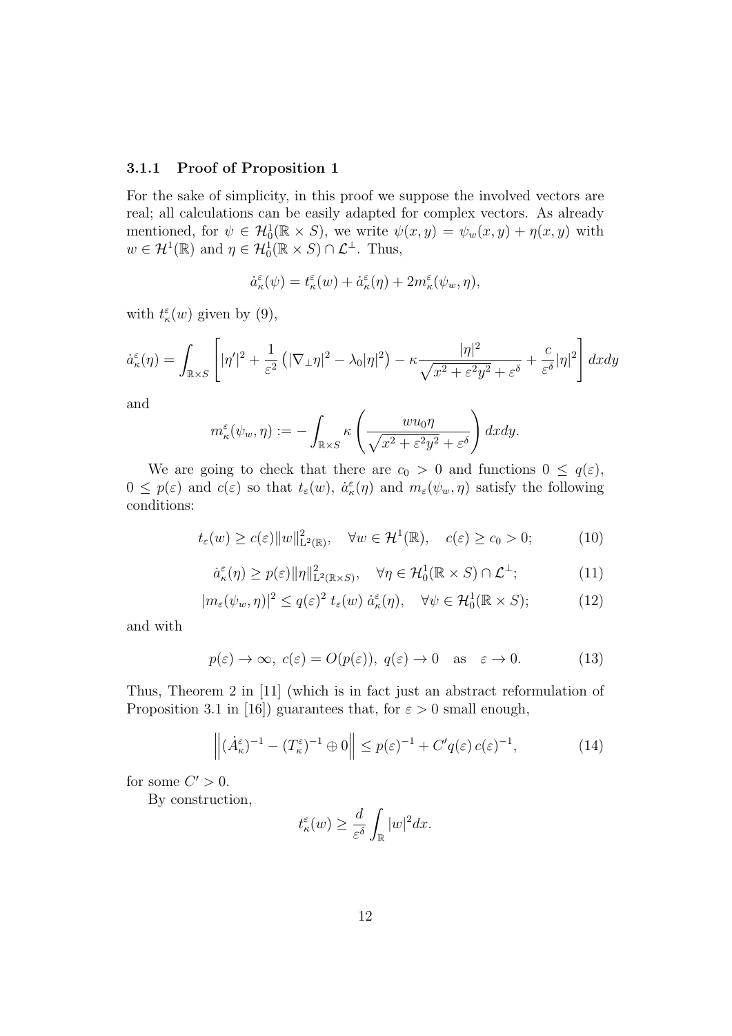### 3.1.1 Proof of Proposition 1

For the sake of simplicity, in this proof we suppose the involved vectors are real; all calculations can be easily adapted for complex vectors. As already mentioned, for $\psi \in \mathcal{H}_0^1(\mathbb{R} \times S)$, we write $\psi(x,y) = \psi_w(x,y) + \eta(x,y)$ with $w \in \mathcal{H}^1(\mathbb{R})$ and $\eta \in \mathcal{H}_0^1(\mathbb{R} \times S) \cap \mathcal{L}^\perp$. Thus,

$$\dot{a}_\kappa^\varepsilon(\psi) = t_\kappa^\varepsilon(w) + \dot{a}_\kappa^\varepsilon(\eta) + 2m_\kappa^\varepsilon(\psi_w, \eta),$$

with $t_\kappa^\varepsilon(w)$ given by (9),

$$\dot{a}_\kappa^\varepsilon(\eta) = \int_{\mathbb{R}\times S} \left[ |\eta'|^2 + \frac{1}{\varepsilon^2}\left(|\nabla_\perp \eta|^2 - \lambda_0 |\eta|^2\right) - \kappa \frac{|\eta|^2}{\sqrt{x^2 + \varepsilon^2 y^2 + \varepsilon^\delta}} + \frac{c}{\varepsilon^\delta}|\eta|^2 \right] dxdy$$

and

$$m_\kappa^\varepsilon(\psi_w, \eta) := -\int_{\mathbb{R}\times S} \kappa \left( \frac{w u_0 \eta}{\sqrt{x^2 + \varepsilon^2 y^2 + \varepsilon^\delta}} \right) dxdy.$$

We are going to check that there are $c_0 > 0$ and functions $0 \le q(\varepsilon)$, $0 \le p(\varepsilon)$ and $c(\varepsilon)$ so that $t_\varepsilon(w)$, $\dot{a}_\kappa^\varepsilon(\eta)$ and $m_\varepsilon(\psi_w, \eta)$ satisfy the following conditions:

$$t_\varepsilon(w) \ge c(\varepsilon)\|w\|^2_{\mathrm{L}^2(\mathbb{R})}, \quad \forall w \in \mathcal{H}^1(\mathbb{R}), \quad c(\varepsilon) \ge c_0 > 0; \tag{10}$$

$$\dot{a}_\kappa^\varepsilon(\eta) \ge p(\varepsilon)\|\eta\|^2_{\mathrm{L}^2(\mathbb{R}\times S)}, \quad \forall \eta \in \mathcal{H}_0^1(\mathbb{R} \times S) \cap \mathcal{L}^\perp; \tag{11}$$

$$|m_\varepsilon(\psi_w, \eta)|^2 \le q(\varepsilon)^2 \, t_\varepsilon(w) \, \dot{a}_\kappa^\varepsilon(\eta), \quad \forall \psi \in \mathcal{H}_0^1(\mathbb{R} \times S); \tag{12}$$

and with

$$p(\varepsilon) \to \infty, \; c(\varepsilon) = O(p(\varepsilon)), \; q(\varepsilon) \to 0 \quad \text{as} \quad \varepsilon \to 0. \tag{13}$$

Thus, Theorem 2 in [11] (which is in fact just an abstract reformulation of Proposition 3.1 in [16]) guarantees that, for $\varepsilon > 0$ small enough,

$$\left\| (\dot{A}_\kappa^\varepsilon)^{-1} - (T_\kappa^\varepsilon)^{-1} \oplus 0 \right\| \le p(\varepsilon)^{-1} + C' q(\varepsilon)\, c(\varepsilon)^{-1}, \tag{14}$$

for some $C' > 0$.

By construction,

$$t_\kappa^\varepsilon(w) \ge \frac{d}{\varepsilon^\delta} \int_{\mathbb{R}} |w|^2 dx.$$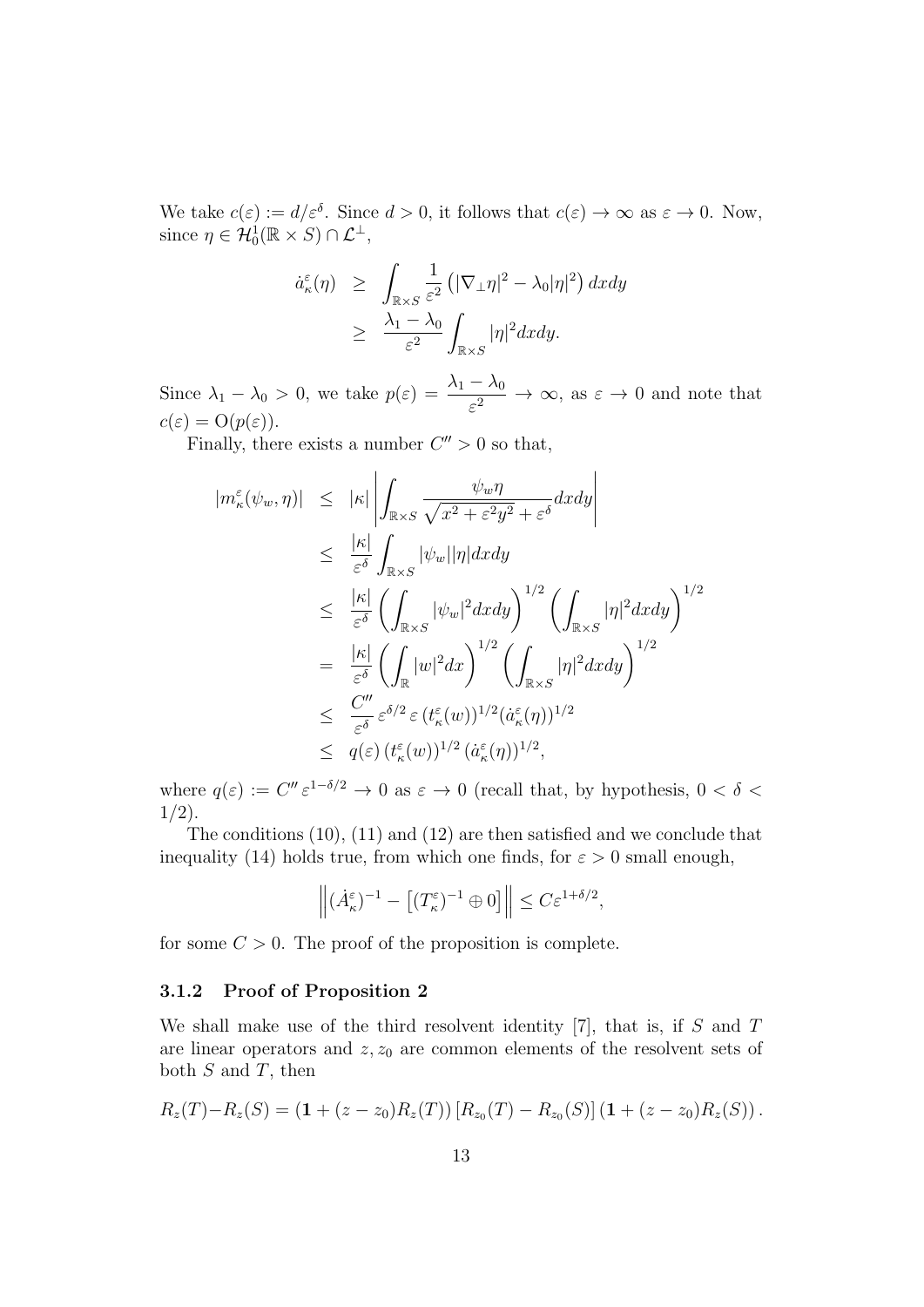We take $c(\varepsilon) := d/\varepsilon^\delta$. Since $d > 0$, it follows that $c(\varepsilon) \to \infty$ as $\varepsilon \to 0$. Now, since $\eta \in \mathcal{H}_0^1(\mathbb{R} \times S) \cap \mathcal{L}^\perp$,

$$
\begin{aligned}
\dot{a}_\kappa^\varepsilon(\eta) &\geq \int_{\mathbb{R}\times S} \frac{1}{\varepsilon^2}\left(|\nabla_\perp \eta|^2 - \lambda_0 |\eta|^2\right) dxdy \\
&\geq \frac{\lambda_1 - \lambda_0}{\varepsilon^2} \int_{\mathbb{R}\times S} |\eta|^2 dxdy.
\end{aligned}
$$

Since $\lambda_1 - \lambda_0 > 0$, we take $p(\varepsilon) = \dfrac{\lambda_1 - \lambda_0}{\varepsilon^2} \to \infty$, as $\varepsilon \to 0$ and note that $c(\varepsilon) = \mathrm{O}(p(\varepsilon))$.

Finally, there exists a number $C'' > 0$ so that,

$$
\begin{aligned}
|m_\kappa^\varepsilon(\psi_w, \eta)| &\leq |\kappa| \left| \int_{\mathbb{R}\times S} \frac{\psi_w \eta}{\sqrt{x^2 + \varepsilon^2 y^2 + \varepsilon^\delta}} dxdy \right| \\
&\leq \frac{|\kappa|}{\varepsilon^\delta} \int_{\mathbb{R}\times S} |\psi_w||\eta| dxdy \\
&\leq \frac{|\kappa|}{\varepsilon^\delta} \left( \int_{\mathbb{R}\times S} |\psi_w|^2 dxdy \right)^{1/2} \left( \int_{\mathbb{R}\times S} |\eta|^2 dxdy \right)^{1/2} \\
&= \frac{|\kappa|}{\varepsilon^\delta} \left( \int_{\mathbb{R}} |w|^2 dx \right)^{1/2} \left( \int_{\mathbb{R}\times S} |\eta|^2 dxdy \right)^{1/2} \\
&\leq \frac{C''}{\varepsilon^\delta}\, \varepsilon^{\delta/2}\, \varepsilon\, (t_\kappa^\varepsilon(w))^{1/2} (\dot{a}_\kappa^\varepsilon(\eta))^{1/2} \\
&\leq q(\varepsilon)\, (t_\kappa^\varepsilon(w))^{1/2}\, (\dot{a}_\kappa^\varepsilon(\eta))^{1/2},
\end{aligned}
$$

where $q(\varepsilon) := C''\, \varepsilon^{1-\delta/2} \to 0$ as $\varepsilon \to 0$ (recall that, by hypothesis, $0 < \delta < 1/2$).

The conditions (10), (11) and (12) are then satisfied and we conclude that inequality (14) holds true, from which one finds, for $\varepsilon > 0$ small enough,

$$
\left\| (\dot{A}_\kappa^\varepsilon)^{-1} - \left[ (T_\kappa^\varepsilon)^{-1} \oplus 0 \right] \right\| \leq C \varepsilon^{1+\delta/2},
$$

for some $C > 0$. The proof of the proposition is complete.

#### 3.1.2 Proof of Proposition 2

We shall make use of the third resolvent identity [7], that is, if $S$ and $T$ are linear operators and $z, z_0$ are common elements of the resolvent sets of both $S$ and $T$, then

$$
R_z(T) - R_z(S) = (\mathbf{1} + (z - z_0) R_z(T)) \left[ R_{z_0}(T) - R_{z_0}(S) \right] (\mathbf{1} + (z - z_0) R_z(S)).
$$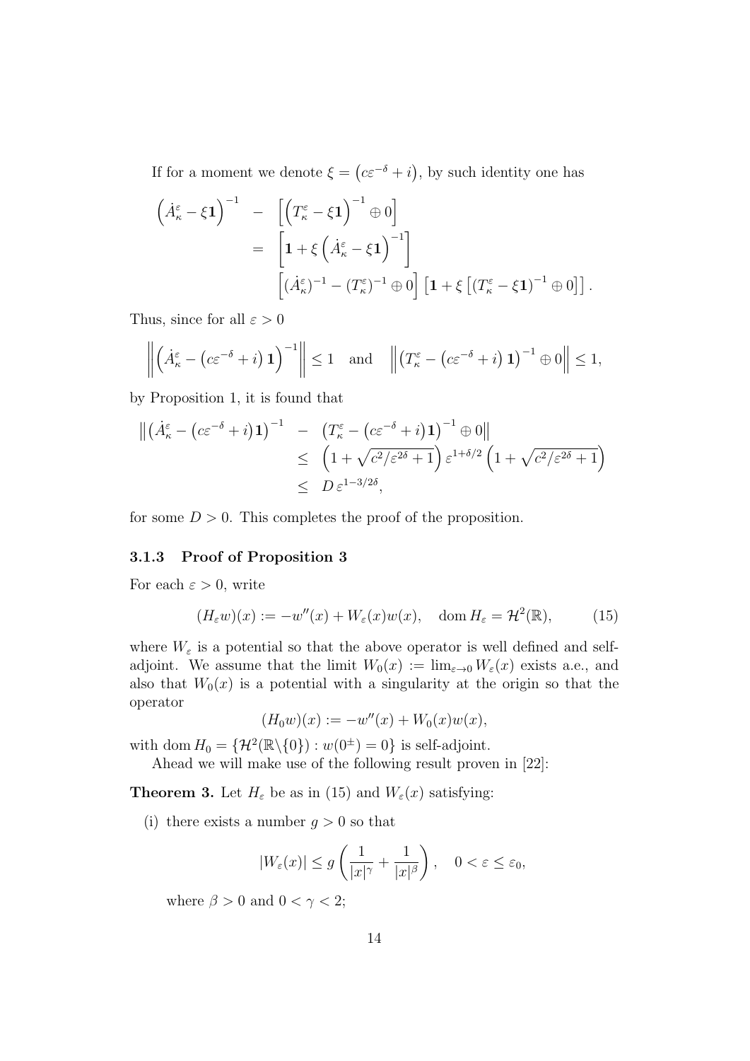If for a moment we denote $\xi = \left(c\varepsilon^{-\delta} + i\right)$, by such identity one has

$$
\begin{aligned}
\left(\dot{A}_\kappa^\varepsilon - \xi \mathbf{1}\right)^{-1} \quad - \quad & \left[\left(T_\kappa^\varepsilon - \xi \mathbf{1}\right)^{-1} \oplus 0\right] \\
= \quad & \left[\mathbf{1} + \xi \left(\dot{A}_\kappa^\varepsilon - \xi \mathbf{1}\right)^{-1}\right] \\
& \left[(\dot{A}_\kappa^\varepsilon)^{-1} - (T_\kappa^\varepsilon)^{-1} \oplus 0\right] \left[\mathbf{1} + \xi \left[\left(T_\kappa^\varepsilon - \xi \mathbf{1}\right)^{-1} \oplus 0\right]\right].
\end{aligned}
$$

Thus, since for all $\varepsilon > 0$

$$
\left\| \left(\dot{A}_\kappa^\varepsilon - \left(c\varepsilon^{-\delta} + i\right) \mathbf{1}\right)^{-1} \right\| \leq 1 \quad \text{and} \quad \left\| \left(T_\kappa^\varepsilon - \left(c\varepsilon^{-\delta} + i\right) \mathbf{1}\right)^{-1} \oplus 0 \right\| \leq 1,
$$

by Proposition 1, it is found that

$$
\begin{aligned}
\left\| \left(\dot{A}_\kappa^\varepsilon - \left(c\varepsilon^{-\delta} + i\right)\mathbf{1}\right)^{-1} \quad - \quad & \left(T_\kappa^\varepsilon - \left(c\varepsilon^{-\delta} + i\right)\mathbf{1}\right)^{-1} \oplus 0 \right\| \\
\leq \quad & \left(1 + \sqrt{c^2/\varepsilon^{2\delta} + 1}\right) \varepsilon^{1+\delta/2} \left(1 + \sqrt{c^2/\varepsilon^{2\delta} + 1}\right) \\
\leq \quad & D\, \varepsilon^{1-3/2\delta},
\end{aligned}
$$

for some $D > 0$. This completes the proof of the proposition.

### 3.1.3 Proof of Proposition 3

For each $\varepsilon > 0$, write

$$
(H_\varepsilon w)(x) := -w''(x) + W_\varepsilon(x) w(x), \quad \operatorname{dom} H_\varepsilon = \mathcal{H}^2(\mathbb{R}), \tag{15}
$$

where $W_\varepsilon$ is a potential so that the above operator is well defined and self-adjoint. We assume that the limit $W_0(x) := \lim_{\varepsilon \to 0} W_\varepsilon(x)$ exists a.e., and also that $W_0(x)$ is a potential with a singularity at the origin so that the operator

$$
(H_0 w)(x) := -w''(x) + W_0(x) w(x),
$$

with $\operatorname{dom} H_0 = \{\mathcal{H}^2(\mathbb{R}\backslash\{0\}) : w(0^\pm) = 0\}$ is self-adjoint.

Ahead we will make use of the following result proven in [22]:

**Theorem 3.** Let $H_\varepsilon$ be as in (15) and $W_\varepsilon(x)$ satisfying:

(i) there exists a number $g > 0$ so that

$$
|W_\varepsilon(x)| \leq g \left(\frac{1}{|x|^\gamma} + \frac{1}{|x|^\beta}\right), \quad 0 < \varepsilon \leq \varepsilon_0,
$$

where $\beta > 0$ and $0 < \gamma < 2$;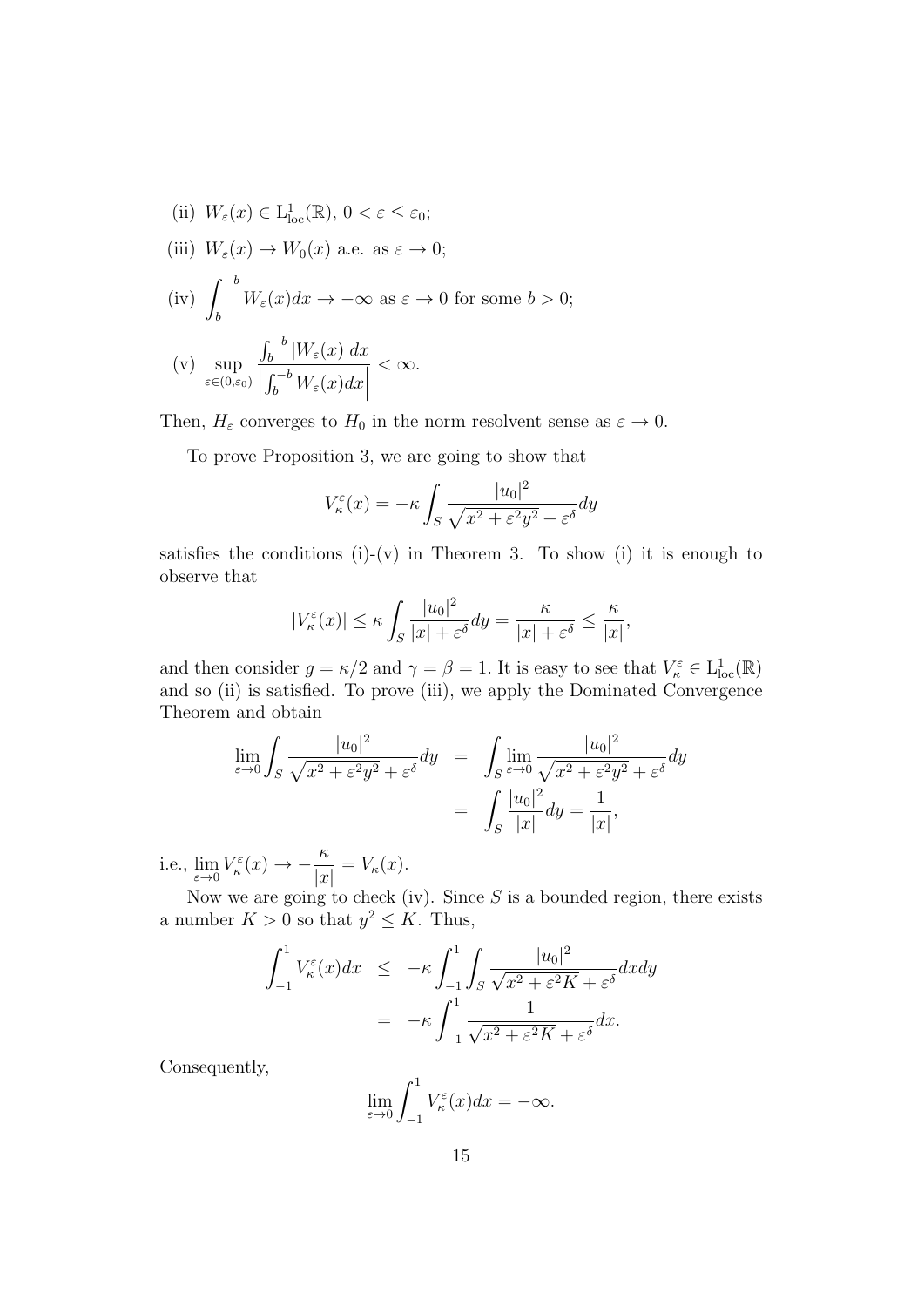(ii) $W_\varepsilon(x) \in \mathrm{L}^1_{\mathrm{loc}}(\mathbb{R})$, $0 < \varepsilon \le \varepsilon_0$;

(iii) $W_\varepsilon(x) \to W_0(x)$ a.e. as $\varepsilon \to 0$;

(iv) $\displaystyle\int_b^{-b} W_\varepsilon(x)dx \to -\infty$ as $\varepsilon \to 0$ for some $b > 0$;

(v) $\displaystyle\sup_{\varepsilon\in(0,\varepsilon_0)} \frac{\int_b^{-b} |W_\varepsilon(x)|dx}{\left|\int_b^{-b} W_\varepsilon(x)dx\right|} < \infty.$

Then, $H_\varepsilon$ converges to $H_0$ in the norm resolvent sense as $\varepsilon \to 0$.

To prove Proposition 3, we are going to show that

$$V_\kappa^\varepsilon(x) = -\kappa \int_S \frac{|u_0|^2}{\sqrt{x^2+\varepsilon^2 y^2+\varepsilon^\delta}}dy$$

satisfies the conditions (i)-(v) in Theorem 3. To show (i) it is enough to observe that

$$|V_\kappa^\varepsilon(x)| \le \kappa \int_S \frac{|u_0|^2}{|x|+\varepsilon^\delta}dy = \frac{\kappa}{|x|+\varepsilon^\delta} \le \frac{\kappa}{|x|},$$

and then consider $g = \kappa/2$ and $\gamma = \beta = 1$. It is easy to see that $V_\kappa^\varepsilon \in \mathrm{L}^1_{\mathrm{loc}}(\mathbb{R})$ and so (ii) is satisfied. To prove (iii), we apply the Dominated Convergence Theorem and obtain

$$\begin{aligned}
\lim_{\varepsilon\to 0}\int_S \frac{|u_0|^2}{\sqrt{x^2+\varepsilon^2 y^2+\varepsilon^\delta}}dy &= \int_S \lim_{\varepsilon\to 0} \frac{|u_0|^2}{\sqrt{x^2+\varepsilon^2 y^2+\varepsilon^\delta}}dy \\
&= \int_S \frac{|u_0|^2}{|x|}dy = \frac{1}{|x|},
\end{aligned}$$

i.e., $\displaystyle\lim_{\varepsilon\to 0} V_\kappa^\varepsilon(x) \to -\frac{\kappa}{|x|} = V_\kappa(x)$.

Now we are going to check (iv). Since $S$ is a bounded region, there exists a number $K > 0$ so that $y^2 \le K$. Thus,

$$\begin{aligned}
\int_{-1}^{1} V_\kappa^\varepsilon(x)dx &\le -\kappa \int_{-1}^{1}\int_S \frac{|u_0|^2}{\sqrt{x^2+\varepsilon^2 K+\varepsilon^\delta}}dxdy \\
&= -\kappa \int_{-1}^{1} \frac{1}{\sqrt{x^2+\varepsilon^2 K+\varepsilon^\delta}}dx.
\end{aligned}$$

Consequently,

$$\lim_{\varepsilon\to 0}\int_{-1}^{1} V_\kappa^\varepsilon(x)dx = -\infty.$$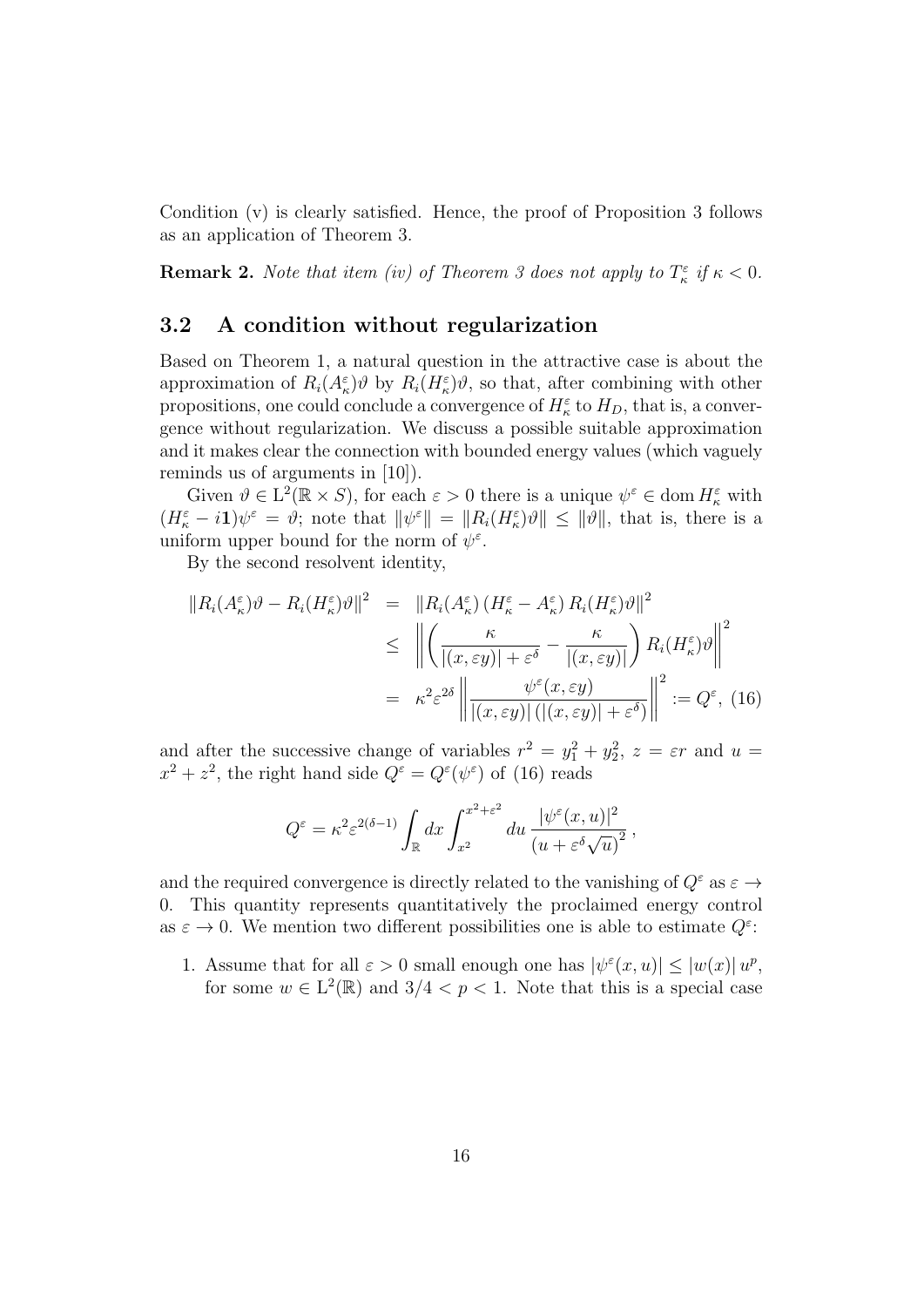Condition (v) is clearly satisfied. Hence, the proof of Proposition 3 follows as an application of Theorem 3.

**Remark 2.** *Note that item (iv) of Theorem 3 does not apply to $T_\kappa^\varepsilon$ if $\kappa < 0$.*

## 3.2 A condition without regularization

Based on Theorem 1, a natural question in the attractive case is about the approximation of $R_i(A_\kappa^\varepsilon)\vartheta$ by $R_i(H_\kappa^\varepsilon)\vartheta$, so that, after combining with other propositions, one could conclude a convergence of $H_\kappa^\varepsilon$ to $H_D$, that is, a convergence without regularization. We discuss a possible suitable approximation and it makes clear the connection with bounded energy values (which vaguely reminds us of arguments in [10]).

Given $\vartheta \in \mathrm{L}^2(\mathbb{R} \times S)$, for each $\varepsilon > 0$ there is a unique $\psi^\varepsilon \in \operatorname{dom} H_\kappa^\varepsilon$ with $(H_\kappa^\varepsilon - i\mathbf{1})\psi^\varepsilon = \vartheta$; note that $\|\psi^\varepsilon\| = \|R_i(H_\kappa^\varepsilon)\vartheta\| \le \|\vartheta\|$, that is, there is a uniform upper bound for the norm of $\psi^\varepsilon$.

By the second resolvent identity,

$$
\begin{aligned}
\|R_i(A_\kappa^\varepsilon)\vartheta - R_i(H_\kappa^\varepsilon)\vartheta\|^2 &= \|R_i(A_\kappa^\varepsilon)\left(H_\kappa^\varepsilon - A_\kappa^\varepsilon\right) R_i(H_\kappa^\varepsilon)\vartheta\|^2 \\
&\le \left\| \left( \frac{\kappa}{|(x,\varepsilon y)| + \varepsilon^\delta} - \frac{\kappa}{|(x,\varepsilon y)|} \right) R_i(H_\kappa^\varepsilon)\vartheta \right\|^2 \\
&= \kappa^2 \varepsilon^{2\delta} \left\| \frac{\psi^\varepsilon(x,\varepsilon y)}{|(x,\varepsilon y)|\left(|(x,\varepsilon y)| + \varepsilon^\delta\right)} \right\|^2 := Q^\varepsilon, \quad (16)
\end{aligned}
$$

and after the successive change of variables $r^2 = y_1^2 + y_2^2$, $z = \varepsilon r$ and $u = x^2 + z^2$, the right hand side $Q^\varepsilon = Q^\varepsilon(\psi^\varepsilon)$ of (16) reads

$$
Q^\varepsilon = \kappa^2 \varepsilon^{2(\delta - 1)} \int_{\mathbb{R}} dx \int_{x^2}^{x^2 + \varepsilon^2} du \, \frac{|\psi^\varepsilon(x,u)|^2}{\left(u + \varepsilon^\delta \sqrt{u}\right)^2},
$$

and the required convergence is directly related to the vanishing of $Q^\varepsilon$ as $\varepsilon \to 0$. This quantity represents quantitatively the proclaimed energy control as $\varepsilon \to 0$. We mention two different possibilities one is able to estimate $Q^\varepsilon$:

1. Assume that for all $\varepsilon > 0$ small enough one has $|\psi^\varepsilon(x,u)| \le |w(x)|\, u^p$, for some $w \in \mathrm{L}^2(\mathbb{R})$ and $3/4 < p < 1$. Note that this is a special case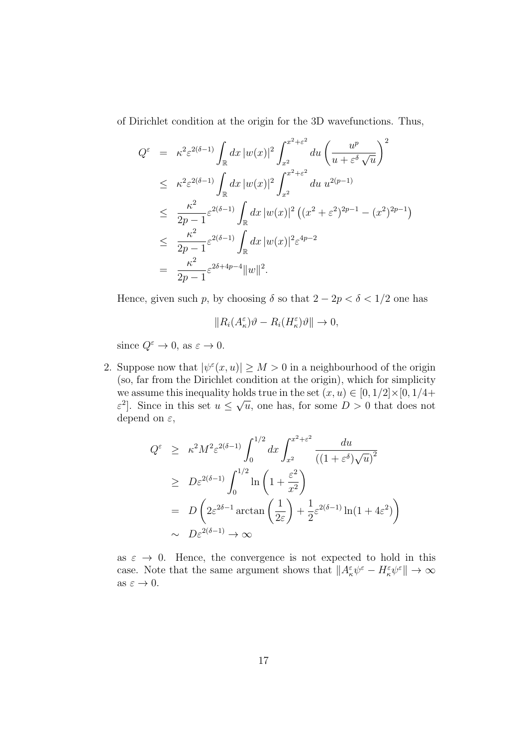of Dirichlet condition at the origin for the 3D wavefunctions. Thus,

$$
\begin{aligned}
Q^\varepsilon &= \kappa^2 \varepsilon^{2(\delta-1)} \int_{\mathbb{R}} dx\, |w(x)|^2 \int_{x^2}^{x^2+\varepsilon^2} du \left( \frac{u^p}{u + \varepsilon^\delta \sqrt{u}} \right)^2 \\
&\leq \kappa^2 \varepsilon^{2(\delta-1)} \int_{\mathbb{R}} dx\, |w(x)|^2 \int_{x^2}^{x^2+\varepsilon^2} du\ u^{2(p-1)} \\
&\leq \frac{\kappa^2}{2p-1} \varepsilon^{2(\delta-1)} \int_{\mathbb{R}} dx\, |w(x)|^2 \left( (x^2+\varepsilon^2)^{2p-1} - (x^2)^{2p-1} \right) \\
&\leq \frac{\kappa^2}{2p-1} \varepsilon^{2(\delta-1)} \int_{\mathbb{R}} dx\, |w(x)|^2 \varepsilon^{4p-2} \\
&= \frac{\kappa^2}{2p-1} \varepsilon^{2\delta+4p-4} \|w\|^2.
\end{aligned}
$$

Hence, given such $p$, by choosing $\delta$ so that $2-2p < \delta < 1/2$ one has

$$
\|R_i(A_\kappa^\varepsilon)\vartheta - R_i(H_\kappa^\varepsilon)\vartheta\| \to 0,
$$

since $Q^\varepsilon \to 0$, as $\varepsilon \to 0$.

2. Suppose now that $|\psi^\varepsilon(x,u)| \geq M > 0$ in a neighbourhood of the origin (so, far from the Dirichlet condition at the origin), which for simplicity we assume this inequality holds true in the set $(x,u) \in [0,1/2] \times [0, 1/4 + \varepsilon^2]$. Since in this set $u \leq \sqrt{u}$, one has, for some $D > 0$ that does not depend on $\varepsilon$,

$$
\begin{aligned}
Q^\varepsilon &\geq \kappa^2 M^2 \varepsilon^{2(\delta-1)} \int_0^{1/2} dx \int_{x^2}^{x^2+\varepsilon^2} \frac{du}{\left((1+\varepsilon^\delta)\sqrt{u}\right)^2} \\
&\geq D \varepsilon^{2(\delta-1)} \int_0^{1/2} \ln\left(1 + \frac{\varepsilon^2}{x^2}\right) \\
&= D \left( 2\varepsilon^{2\delta-1} \arctan\left(\frac{1}{2\varepsilon}\right) + \frac{1}{2}\varepsilon^{2(\delta-1)} \ln(1+4\varepsilon^2) \right) \\
&\sim D\varepsilon^{2(\delta-1)} \to \infty
\end{aligned}
$$

as $\varepsilon \to 0$. Hence, the convergence is not expected to hold in this case. Note that the same argument shows that $\|A_\kappa^\varepsilon \psi^\varepsilon - H_\kappa^\varepsilon \psi^\varepsilon\| \to \infty$ as $\varepsilon \to 0$.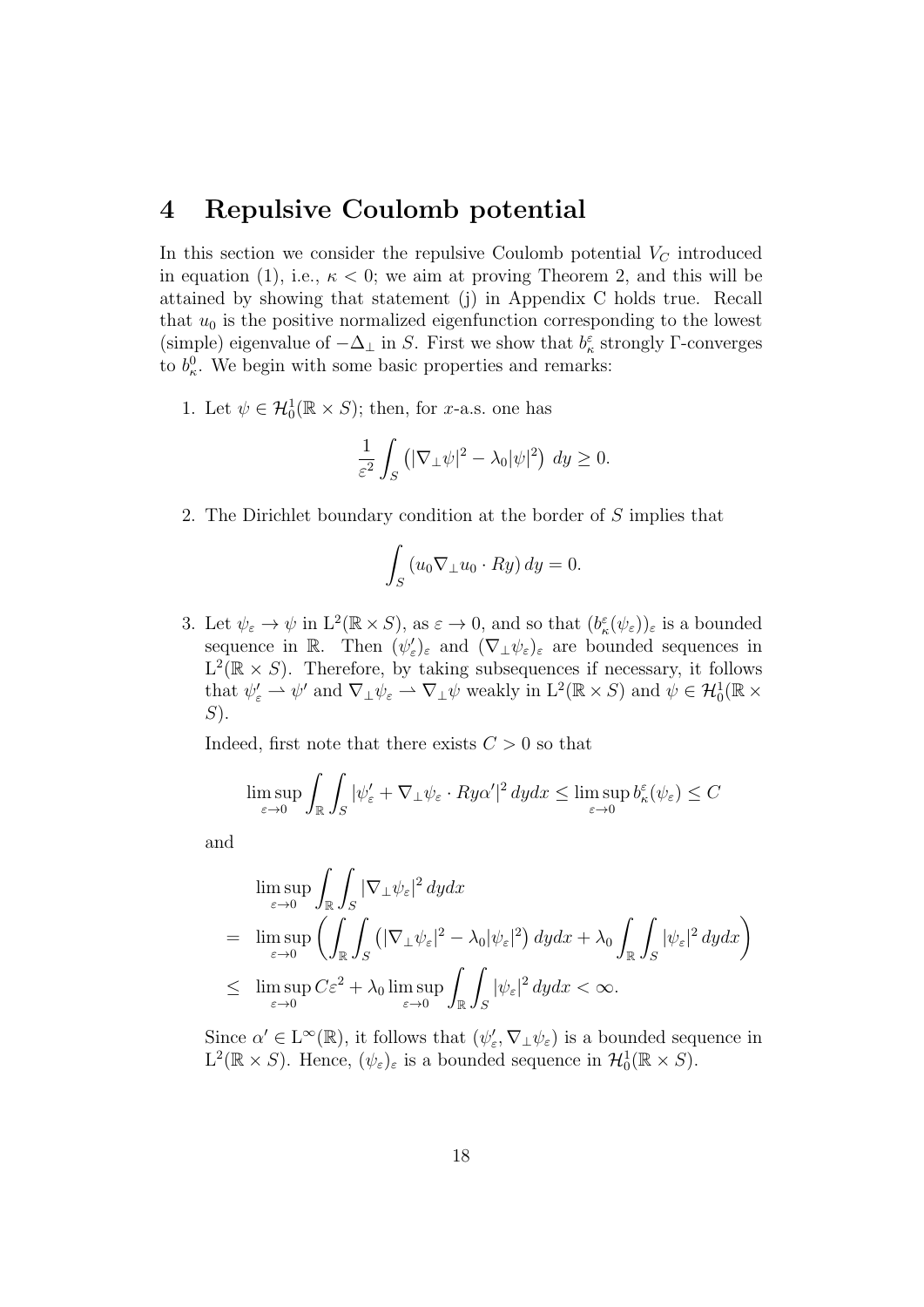# 4 Repulsive Coulomb potential

In this section we consider the repulsive Coulomb potential $V_C$ introduced in equation (1), i.e., $\kappa < 0$; we aim at proving Theorem 2, and this will be attained by showing that statement (j) in Appendix C holds true. Recall that $u_0$ is the positive normalized eigenfunction corresponding to the lowest (simple) eigenvalue of $-\Delta_\perp$ in $S$. First we show that $b_\kappa^\varepsilon$ strongly $\Gamma$-converges to $b_\kappa^0$. We begin with some basic properties and remarks:

1. Let $\psi \in \mathcal{H}_0^1(\mathbb{R} \times S)$; then, for $x$-a.s. one has

$$\frac{1}{\varepsilon^2} \int_S \left( |\nabla_\perp \psi|^2 - \lambda_0 |\psi|^2 \right) \, dy \geq 0.$$

2. The Dirichlet boundary condition at the border of $S$ implies that

$$\int_S (u_0 \nabla_\perp u_0 \cdot Ry) \, dy = 0.$$

3. Let $\psi_\varepsilon \to \psi$ in $\mathrm{L}^2(\mathbb{R} \times S)$, as $\varepsilon \to 0$, and so that $(b_\kappa^\varepsilon(\psi_\varepsilon))_\varepsilon$ is a bounded sequence in $\mathbb{R}$. Then $(\psi_\varepsilon')_\varepsilon$ and $(\nabla_\perp \psi_\varepsilon)_\varepsilon$ are bounded sequences in $\mathrm{L}^2(\mathbb{R} \times S)$. Therefore, by taking subsequences if necessary, it follows that $\psi_\varepsilon' \rightharpoonup \psi'$ and $\nabla_\perp \psi_\varepsilon \rightharpoonup \nabla_\perp \psi$ weakly in $\mathrm{L}^2(\mathbb{R} \times S)$ and $\psi \in \mathcal{H}_0^1(\mathbb{R} \times S)$.

   Indeed, first note that there exists $C > 0$ so that

$$\limsup_{\varepsilon \to 0} \int_{\mathbb{R}} \int_S |\psi_\varepsilon' + \nabla_\perp \psi_\varepsilon \cdot Ry\alpha'|^2 \, dydx \leq \limsup_{\varepsilon \to 0} b_\kappa^\varepsilon(\psi_\varepsilon) \leq C$$

   and

$$\begin{aligned}
& \limsup_{\varepsilon \to 0} \int_{\mathbb{R}} \int_S |\nabla_\perp \psi_\varepsilon|^2 \, dydx \\
= \; & \limsup_{\varepsilon \to 0} \left( \int_{\mathbb{R}} \int_S \left( |\nabla_\perp \psi_\varepsilon|^2 - \lambda_0 |\psi_\varepsilon|^2 \right) dydx + \lambda_0 \int_{\mathbb{R}} \int_S |\psi_\varepsilon|^2 \, dydx \right) \\
\leq \; & \limsup_{\varepsilon \to 0} C\varepsilon^2 + \lambda_0 \limsup_{\varepsilon \to 0} \int_{\mathbb{R}} \int_S |\psi_\varepsilon|^2 \, dydx < \infty.
\end{aligned}$$

   Since $\alpha' \in \mathrm{L}^\infty(\mathbb{R})$, it follows that $(\psi_\varepsilon', \nabla_\perp \psi_\varepsilon)$ is a bounded sequence in $\mathrm{L}^2(\mathbb{R} \times S)$. Hence, $(\psi_\varepsilon)_\varepsilon$ is a bounded sequence in $\mathcal{H}_0^1(\mathbb{R} \times S)$.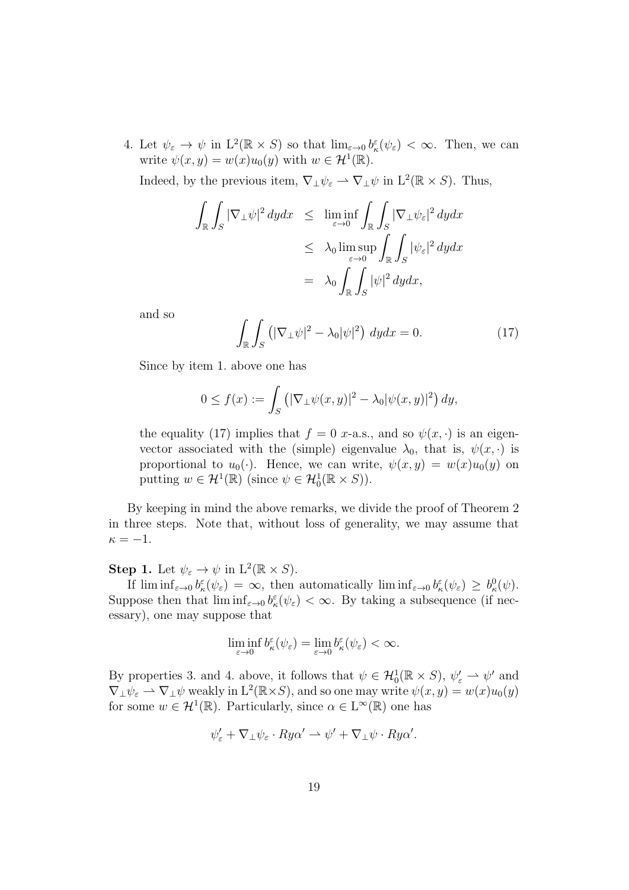4. Let $\psi_\varepsilon \to \psi$ in $\mathrm{L}^2(\mathbb{R} \times S)$ so that $\lim_{\varepsilon\to 0} b^\varepsilon_\kappa(\psi_\varepsilon) < \infty$. Then, we can write $\psi(x,y) = w(x)u_0(y)$ with $w \in \mathcal{H}^1(\mathbb{R})$.

   Indeed, by the previous item, $\nabla_\perp \psi_\varepsilon \rightharpoonup \nabla_\perp \psi$ in $\mathrm{L}^2(\mathbb{R} \times S)$. Thus,

$$\begin{aligned}
\int_{\mathbb{R}} \int_S |\nabla_\perp \psi|^2 \, dydx &\leq \liminf_{\varepsilon \to 0} \int_{\mathbb{R}} \int_S |\nabla_\perp \psi_\varepsilon|^2 \, dydx \\
&\leq \lambda_0 \limsup_{\varepsilon\to 0} \int_{\mathbb{R}} \int_S |\psi_\varepsilon|^2 \, dydx \\
&= \lambda_0 \int_{\mathbb{R}} \int_S |\psi|^2 \, dydx,
\end{aligned}$$

   and so

$$\int_{\mathbb{R}} \int_S \left( |\nabla_\perp \psi|^2 - \lambda_0 |\psi|^2 \right) \, dydx = 0. \tag{17}$$

   Since by item 1. above one has

$$0 \leq f(x) := \int_S \left( |\nabla_\perp \psi(x,y)|^2 - \lambda_0 |\psi(x,y)|^2 \right) dy,$$

   the equality (17) implies that $f = 0$ $x$-a.s., and so $\psi(x,\cdot)$ is an eigenvector associated with the (simple) eigenvalue $\lambda_0$, that is, $\psi(x,\cdot)$ is proportional to $u_0(\cdot)$. Hence, we can write, $\psi(x,y) = w(x)u_0(y)$ on putting $w \in \mathcal{H}^1(\mathbb{R})$ (since $\psi \in \mathcal{H}^1_0(\mathbb{R} \times S)$).

By keeping in mind the above remarks, we divide the proof of Theorem 2 in three steps. Note that, without loss of generality, we may assume that $\kappa = -1$.

**Step 1.** Let $\psi_\varepsilon \to \psi$ in $\mathrm{L}^2(\mathbb{R} \times S)$.

If $\liminf_{\varepsilon\to 0} b^\varepsilon_\kappa(\psi_\varepsilon) = \infty$, then automatically $\liminf_{\varepsilon \to 0} b^\varepsilon_\kappa(\psi_\varepsilon) \geq b^0_\kappa(\psi)$. Suppose then that $\liminf_{\varepsilon\to 0} b^\varepsilon_\kappa(\psi_\varepsilon) < \infty$. By taking a subsequence (if necessary), one may suppose that

$$\liminf_{\varepsilon \to 0} b^\varepsilon_\kappa(\psi_\varepsilon) = \lim_{\varepsilon\to 0} b^\varepsilon_\kappa(\psi_\varepsilon) < \infty.$$

By properties 3. and 4. above, it follows that $\psi \in \mathcal{H}^1_0(\mathbb{R} \times S)$, $\psi'_\varepsilon \rightharpoonup \psi'$ and $\nabla_\perp \psi_\varepsilon \rightharpoonup \nabla_\perp \psi$ weakly in $\mathrm{L}^2(\mathbb{R} \times S)$, and so one may write $\psi(x,y) = w(x)u_0(y)$ for some $w \in \mathcal{H}^1(\mathbb{R})$. Particularly, since $\alpha \in \mathrm{L}^\infty(\mathbb{R})$ one has

$$\psi'_\varepsilon + \nabla_\perp \psi_\varepsilon \cdot Ry\alpha' \rightharpoonup \psi' + \nabla_\perp \psi \cdot Ry\alpha'.$$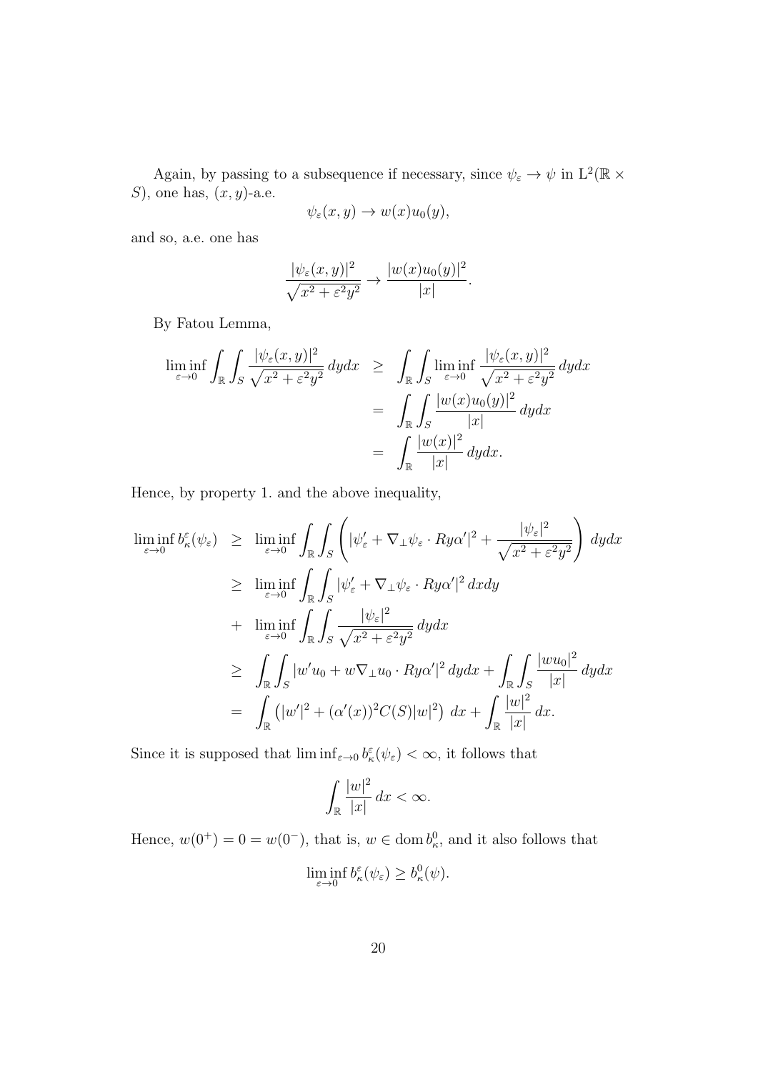Again, by passing to a subsequence if necessary, since $\psi_\varepsilon \to \psi$ in $\mathrm{L}^2(\mathbb{R} \times S)$, one has, $(x,y)$-a.e.

$$\psi_\varepsilon(x,y) \to w(x)u_0(y),$$

and so, a.e. one has

$$\frac{|\psi_\varepsilon(x,y)|^2}{\sqrt{x^2+\varepsilon^2 y^2}} \to \frac{|w(x)u_0(y)|^2}{|x|}.$$

By Fatou Lemma,

$$\begin{aligned}
\liminf_{\varepsilon\to 0} \int_{\mathbb{R}} \int_S \frac{|\psi_\varepsilon(x,y)|^2}{\sqrt{x^2+\varepsilon^2 y^2}}\, dydx &\geq \int_{\mathbb{R}} \int_S \liminf_{\varepsilon\to 0} \frac{|\psi_\varepsilon(x,y)|^2}{\sqrt{x^2+\varepsilon^2 y^2}}\, dydx \\
&= \int_{\mathbb{R}} \int_S \frac{|w(x)u_0(y)|^2}{|x|}\, dydx \\
&= \int_{\mathbb{R}} \frac{|w(x)|^2}{|x|}\, dydx.
\end{aligned}$$

Hence, by property 1. and the above inequality,

$$\begin{aligned}
\liminf_{\varepsilon\to 0} b_\kappa^\varepsilon(\psi_\varepsilon) &\geq \liminf_{\varepsilon\to 0} \int_{\mathbb{R}} \int_S \left( |\psi_\varepsilon' + \nabla_\perp \psi_\varepsilon \cdot Ry\alpha'|^2 + \frac{|\psi_\varepsilon|^2}{\sqrt{x^2+\varepsilon^2 y^2}} \right) dydx \\
&\geq \liminf_{\varepsilon\to 0} \int_{\mathbb{R}} \int_S |\psi_\varepsilon' + \nabla_\perp \psi_\varepsilon \cdot Ry\alpha'|^2\, dxdy \\
&+ \liminf_{\varepsilon\to 0} \int_{\mathbb{R}} \int_S \frac{|\psi_\varepsilon|^2}{\sqrt{x^2+\varepsilon^2 y^2}}\, dydx \\
&\geq \int_{\mathbb{R}} \int_S |w' u_0 + w \nabla_\perp u_0 \cdot Ry\alpha'|^2\, dydx + \int_{\mathbb{R}} \int_S \frac{|wu_0|^2}{|x|}\, dydx \\
&= \int_{\mathbb{R}} \left( |w'|^2 + (\alpha'(x))^2 C(S) |w|^2 \right) dx + \int_{\mathbb{R}} \frac{|w|^2}{|x|}\, dx.
\end{aligned}$$

Since it is supposed that $\liminf_{\varepsilon\to 0} b_\kappa^\varepsilon(\psi_\varepsilon) < \infty$, it follows that

$$\int_{\mathbb{R}} \frac{|w|^2}{|x|}\, dx < \infty.$$

Hence, $w(0^+) = 0 = w(0^-)$, that is, $w \in \operatorname{dom} b_\kappa^0$, and it also follows that

$$\liminf_{\varepsilon\to 0} b_\kappa^\varepsilon(\psi_\varepsilon) \geq b_\kappa^0(\psi).$$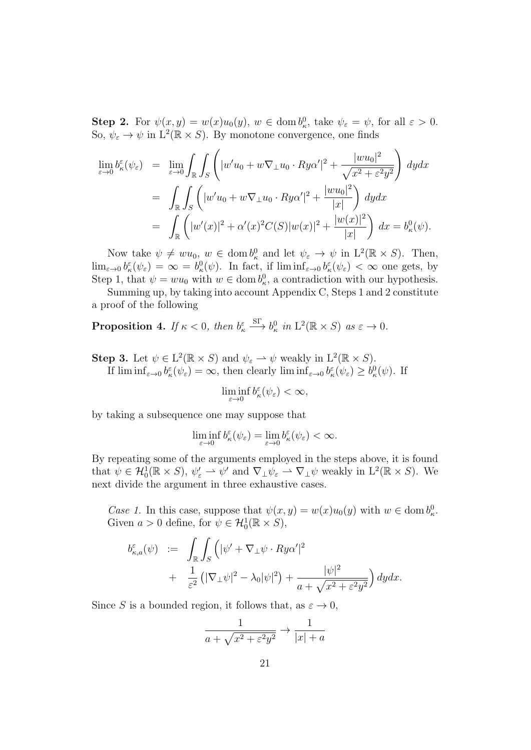**Step 2.** For $\psi(x,y) = w(x)u_0(y)$, $w \in \operatorname{dom} b^0_\kappa$, take $\psi_\varepsilon = \psi$, for all $\varepsilon > 0$. So, $\psi_\varepsilon \to \psi$ in $\mathrm{L}^2(\mathbb{R} \times S)$. By monotone convergence, one finds

$$
\begin{aligned}
\lim_{\varepsilon\to 0} b^\varepsilon_\kappa(\psi_\varepsilon) &= \lim_{\varepsilon\to 0} \int_{\mathbb{R}} \int_S \left( |w' u_0 + w \nabla_\perp u_0 \cdot R y \alpha'|^2 + \frac{|w u_0|^2}{\sqrt{x^2 + \varepsilon^2 y^2}} \right) dy dx \\
&= \int_{\mathbb{R}} \int_S \left( |w' u_0 + w \nabla_\perp u_0 \cdot R y \alpha'|^2 + \frac{|w u_0|^2}{|x|} \right) dy dx \\
&= \int_{\mathbb{R}} \left( |w'(x)|^2 + \alpha'(x)^2 C(S) |w(x)|^2 + \frac{|w(x)|^2}{|x|} \right) dx = b^0_\kappa(\psi).
\end{aligned}
$$

Now take $\psi \neq w u_0$, $w \in \operatorname{dom} b^0_\kappa$ and let $\psi_\varepsilon \to \psi$ in $\mathrm{L}^2(\mathbb{R} \times S)$. Then, $\lim_{\varepsilon\to 0} b^\varepsilon_\kappa(\psi_\varepsilon) = \infty = b^0_\kappa(\psi)$. In fact, if $\liminf_{\varepsilon\to 0} b^\varepsilon_\kappa(\psi_\varepsilon) < \infty$ one gets, by Step 1, that $\psi = w u_0$ with $w \in \operatorname{dom} b^0_\kappa$, a contradiction with our hypothesis.

Summing up, by taking into account Appendix C, Steps 1 and 2 constitute a proof of the following

**Proposition 4.** *If $\kappa < 0$, then $b^\varepsilon_\kappa \xrightarrow{\mathrm{S}\Gamma} b^0_\kappa$ in $\mathrm{L}^2(\mathbb{R} \times S)$ as $\varepsilon \to 0$.*

**Step 3.** Let $\psi \in \mathrm{L}^2(\mathbb{R} \times S)$ and $\psi_\varepsilon \rightharpoonup \psi$ weakly in $\mathrm{L}^2(\mathbb{R} \times S)$.

If $\liminf_{\varepsilon\to 0} b^\varepsilon_\kappa(\psi_\varepsilon) = \infty$, then clearly $\liminf_{\varepsilon\to 0} b^\varepsilon_\kappa(\psi_\varepsilon) \geq b^0_\kappa(\psi)$. If

$$
\liminf_{\varepsilon\to 0} b^\varepsilon_\kappa(\psi_\varepsilon) < \infty,
$$

by taking a subsequence one may suppose that

$$
\liminf_{\varepsilon\to 0} b^\varepsilon_\kappa(\psi_\varepsilon) = \lim_{\varepsilon\to 0} b^\varepsilon_\kappa(\psi_\varepsilon) < \infty.
$$

By repeating some of the arguments employed in the steps above, it is found that $\psi \in \mathcal{H}^1_0(\mathbb{R} \times S)$, $\psi'_\varepsilon \rightharpoonup \psi'$ and $\nabla_\perp \psi_\varepsilon \rightharpoonup \nabla_\perp \psi$ weakly in $\mathrm{L}^2(\mathbb{R} \times S)$. We next divide the argument in three exhaustive cases.

*Case 1.* In this case, suppose that $\psi(x,y) = w(x)u_0(y)$ with $w \in \operatorname{dom} b^0_\kappa$. Given $a > 0$ define, for $\psi \in \mathcal{H}^1_0(\mathbb{R} \times S)$,

$$
\begin{aligned}
b^\varepsilon_{\kappa,a}(\psi) := & \int_{\mathbb{R}} \int_S \Big( |\psi' + \nabla_\perp \psi \cdot R y \alpha'|^2 \\
& + \frac{1}{\varepsilon^2} \left( |\nabla_\perp \psi|^2 - \lambda_0 |\psi|^2 \right) + \frac{|\psi|^2}{a + \sqrt{x^2 + \varepsilon^2 y^2}} \Big) dy dx.
\end{aligned}
$$

Since $S$ is a bounded region, it follows that, as $\varepsilon \to 0$,

$$
\frac{1}{a + \sqrt{x^2 + \varepsilon^2 y^2}} \to \frac{1}{|x| + a}
$$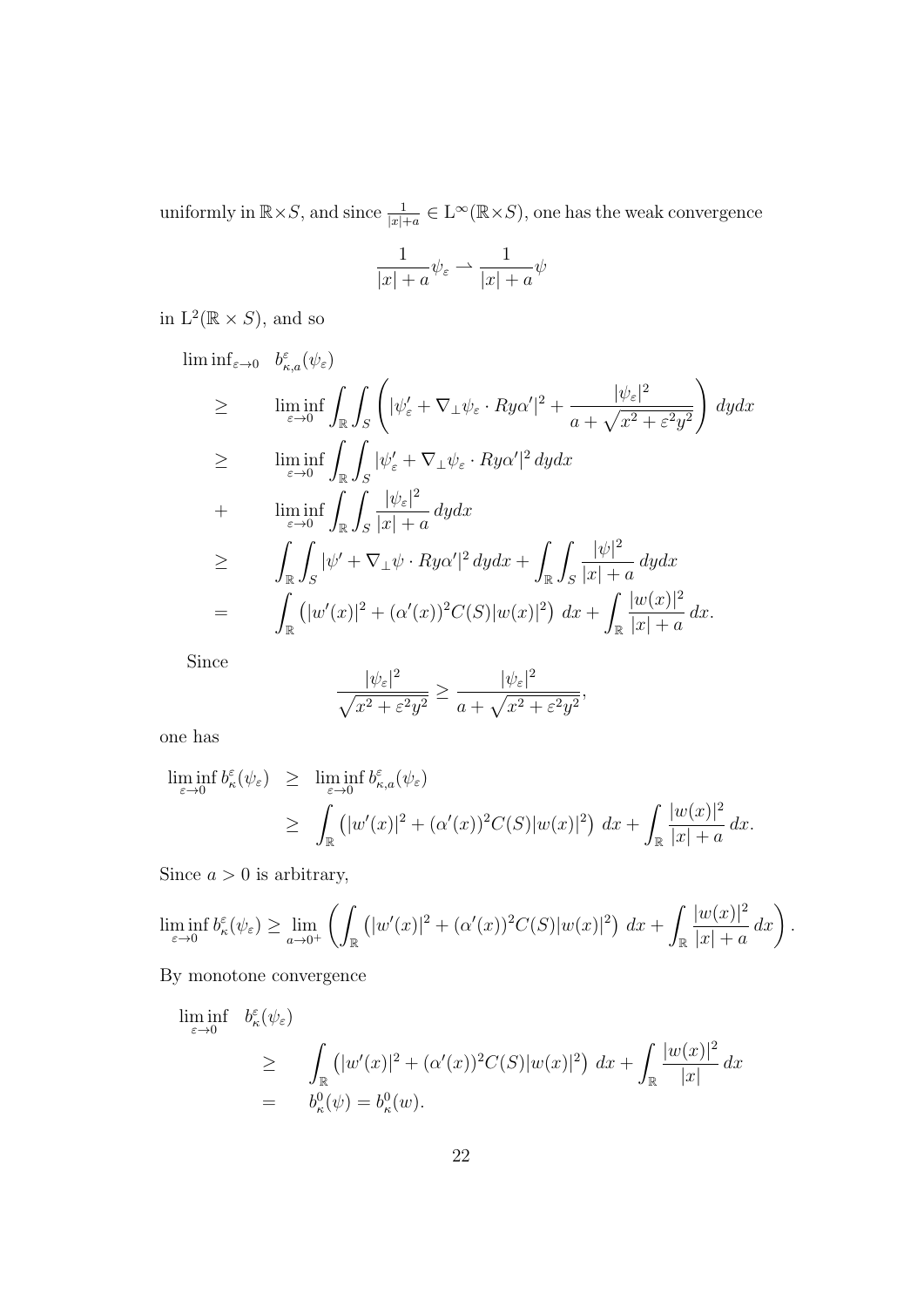uniformly in $\mathbb{R}\times S$, and since $\frac{1}{|x|+a} \in \mathrm{L}^\infty(\mathbb{R}\times S)$, one has the weak convergence

$$\frac{1}{|x|+a}\psi_\varepsilon \rightharpoonup \frac{1}{|x|+a}\psi$$

in $\mathrm{L}^2(\mathbb{R}\times S)$, and so

$$\begin{aligned}
\liminf_{\varepsilon\to 0} \quad & b^\varepsilon_{\kappa,a}(\psi_\varepsilon) \\
\geq \quad & \liminf_{\varepsilon\to 0} \int_{\mathbb{R}}\int_S \left( |\psi_\varepsilon' + \nabla_\perp \psi_\varepsilon \cdot Ry\alpha'|^2 + \frac{|\psi_\varepsilon|^2}{a+\sqrt{x^2+\varepsilon^2 y^2}} \right) dydx \\
\geq \quad & \liminf_{\varepsilon\to 0} \int_{\mathbb{R}}\int_S |\psi_\varepsilon' + \nabla_\perp \psi_\varepsilon \cdot Ry\alpha'|^2 \, dydx \\
+ \quad & \liminf_{\varepsilon\to 0} \int_{\mathbb{R}}\int_S \frac{|\psi_\varepsilon|^2}{|x|+a} \, dydx \\
\geq \quad & \int_{\mathbb{R}}\int_S |\psi' + \nabla_\perp \psi \cdot Ry\alpha'|^2 \, dydx + \int_{\mathbb{R}}\int_S \frac{|\psi|^2}{|x|+a}\, dydx \\
= \quad & \int_{\mathbb{R}} \left( |w'(x)|^2 + (\alpha'(x))^2 C(S)|w(x)|^2 \right) dx + \int_{\mathbb{R}} \frac{|w(x)|^2}{|x|+a}\, dx.
\end{aligned}$$

Since

$$\frac{|\psi_\varepsilon|^2}{\sqrt{x^2+\varepsilon^2 y^2}} \geq \frac{|\psi_\varepsilon|^2}{a+\sqrt{x^2+\varepsilon^2 y^2}},$$

one has

$$\begin{aligned}
\liminf_{\varepsilon\to 0} b^\varepsilon_\kappa(\psi_\varepsilon) \quad &\geq \quad \liminf_{\varepsilon\to 0} b^\varepsilon_{\kappa,a}(\psi_\varepsilon) \\
&\geq \quad \int_{\mathbb{R}} \left( |w'(x)|^2 + (\alpha'(x))^2 C(S)|w(x)|^2 \right) dx + \int_{\mathbb{R}} \frac{|w(x)|^2}{|x|+a}\, dx.
\end{aligned}$$

Since $a > 0$ is arbitrary,

$$\liminf_{\varepsilon\to 0} b^\varepsilon_\kappa(\psi_\varepsilon) \geq \lim_{a\to 0^+} \left( \int_{\mathbb{R}} \left( |w'(x)|^2 + (\alpha'(x))^2 C(S)|w(x)|^2 \right) dx + \int_{\mathbb{R}} \frac{|w(x)|^2}{|x|+a}\, dx \right).$$

By monotone convergence

$$\begin{aligned}
\liminf_{\varepsilon\to 0} \quad & b^\varepsilon_\kappa(\psi_\varepsilon) \\
\geq \quad & \int_{\mathbb{R}} \left( |w'(x)|^2 + (\alpha'(x))^2 C(S)|w(x)|^2 \right) dx + \int_{\mathbb{R}} \frac{|w(x)|^2}{|x|}\, dx \\
= \quad & b^0_\kappa(\psi) = b^0_\kappa(w).
\end{aligned}$$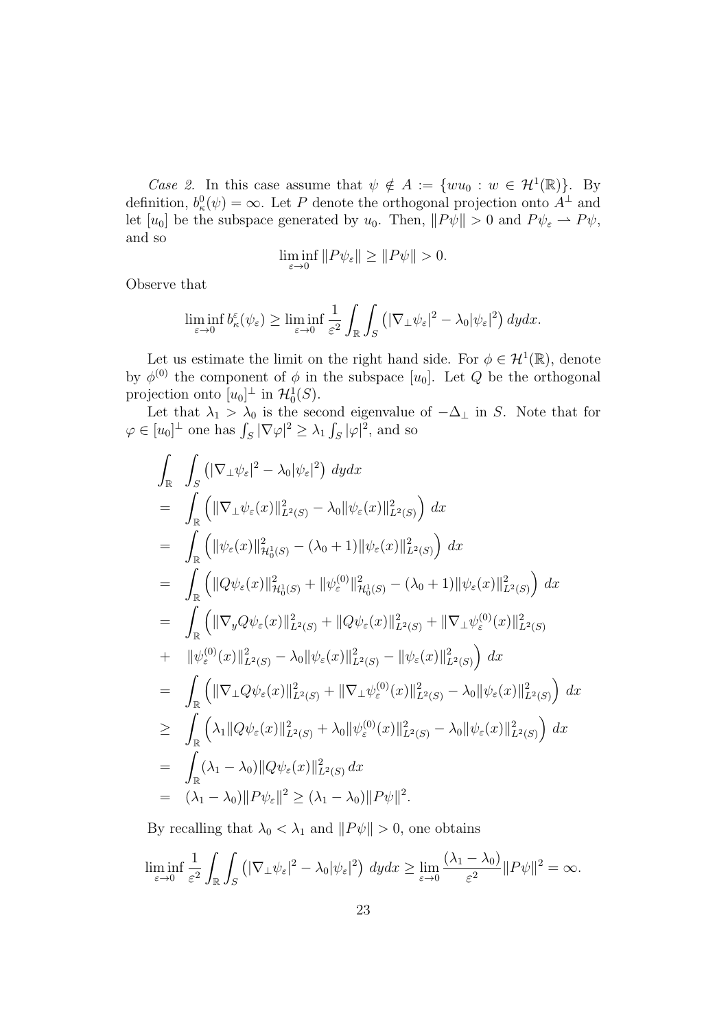*Case 2.* In this case assume that $\psi \notin A := \{wu_0 : w \in \mathcal{H}^1(\mathbb{R})\}$. By definition, $b^0_\kappa(\psi) = \infty$. Let $P$ denote the orthogonal projection onto $A^\perp$ and let $[u_0]$ be the subspace generated by $u_0$. Then, $\|P\psi\| > 0$ and $P\psi_\varepsilon \rightharpoonup P\psi$, and so

$$\liminf_{\varepsilon\to 0} \|P\psi_\varepsilon\| \geq \|P\psi\| > 0.$$

Observe that

$$\liminf_{\varepsilon\to 0} b^\varepsilon_\kappa(\psi_\varepsilon) \geq \liminf_{\varepsilon\to 0} \frac{1}{\varepsilon^2}\int_{\mathbb{R}}\int_S \left(|\nabla_\perp \psi_\varepsilon|^2 - \lambda_0|\psi_\varepsilon|^2\right) dydx.$$

Let us estimate the limit on the right hand side. For $\phi \in \mathcal{H}^1(\mathbb{R})$, denote by $\phi^{(0)}$ the component of $\phi$ in the subspace $[u_0]$. Let $Q$ be the orthogonal projection onto $[u_0]^\perp$ in $\mathcal{H}^1_0(S)$.

Let that $\lambda_1 > \lambda_0$ is the second eigenvalue of $-\Delta_\perp$ in $S$. Note that for $\varphi \in [u_0]^\perp$ one has $\int_S |\nabla\varphi|^2 \geq \lambda_1 \int_S |\varphi|^2$, and so

$$\begin{aligned}
&\int_{\mathbb{R}} \int_S \left(|\nabla_\perp \psi_\varepsilon|^2 - \lambda_0|\psi_\varepsilon|^2\right) dydx \\
= &\int_{\mathbb{R}} \left(\|\nabla_\perp \psi_\varepsilon(x)\|^2_{L^2(S)} - \lambda_0\|\psi_\varepsilon(x)\|^2_{L^2(S)}\right) dx \\
= &\int_{\mathbb{R}} \left(\|\psi_\varepsilon(x)\|^2_{\mathcal{H}^1_0(S)} - (\lambda_0+1)\|\psi_\varepsilon(x)\|^2_{L^2(S)}\right) dx \\
= &\int_{\mathbb{R}} \left(\|Q\psi_\varepsilon(x)\|^2_{\mathcal{H}^1_0(S)} + \|\psi^{(0)}_\varepsilon\|^2_{\mathcal{H}^1_0(S)} - (\lambda_0+1)\|\psi_\varepsilon(x)\|^2_{L^2(S)}\right) dx \\
= &\int_{\mathbb{R}} \Big(\|\nabla_y Q\psi_\varepsilon(x)\|^2_{L^2(S)} + \|Q\psi_\varepsilon(x)\|^2_{L^2(S)} + \|\nabla_\perp \psi^{(0)}_\varepsilon(x)\|^2_{L^2(S)} \\
+ &\|\psi^{(0)}_\varepsilon(x)\|^2_{L^2(S)} - \lambda_0\|\psi_\varepsilon(x)\|^2_{L^2(S)} - \|\psi_\varepsilon(x)\|^2_{L^2(S)}\Big) dx \\
= &\int_{\mathbb{R}} \left(\|\nabla_\perp Q\psi_\varepsilon(x)\|^2_{L^2(S)} + \|\nabla_\perp \psi^{(0)}_\varepsilon(x)\|^2_{L^2(S)} - \lambda_0\|\psi_\varepsilon(x)\|^2_{L^2(S)}\right) dx \\
\geq &\int_{\mathbb{R}} \left(\lambda_1\|Q\psi_\varepsilon(x)\|^2_{L^2(S)} + \lambda_0\|\psi^{(0)}_\varepsilon(x)\|^2_{L^2(S)} - \lambda_0\|\psi_\varepsilon(x)\|^2_{L^2(S)}\right) dx \\
= &\int_{\mathbb{R}} (\lambda_1 - \lambda_0)\|Q\psi_\varepsilon(x)\|^2_{L^2(S)}\, dx \\
= &\ (\lambda_1 - \lambda_0)\|P\psi_\varepsilon\|^2 \geq (\lambda_1 - \lambda_0)\|P\psi\|^2.
\end{aligned}$$

By recalling that $\lambda_0 < \lambda_1$ and $\|P\psi\| > 0$, one obtains

$$\liminf_{\varepsilon\to 0} \frac{1}{\varepsilon^2}\int_{\mathbb{R}}\int_S \left(|\nabla_\perp \psi_\varepsilon|^2 - \lambda_0|\psi_\varepsilon|^2\right) dydx \geq \lim_{\varepsilon\to 0} \frac{(\lambda_1 - \lambda_0)}{\varepsilon^2}\|P\psi\|^2 = \infty.$$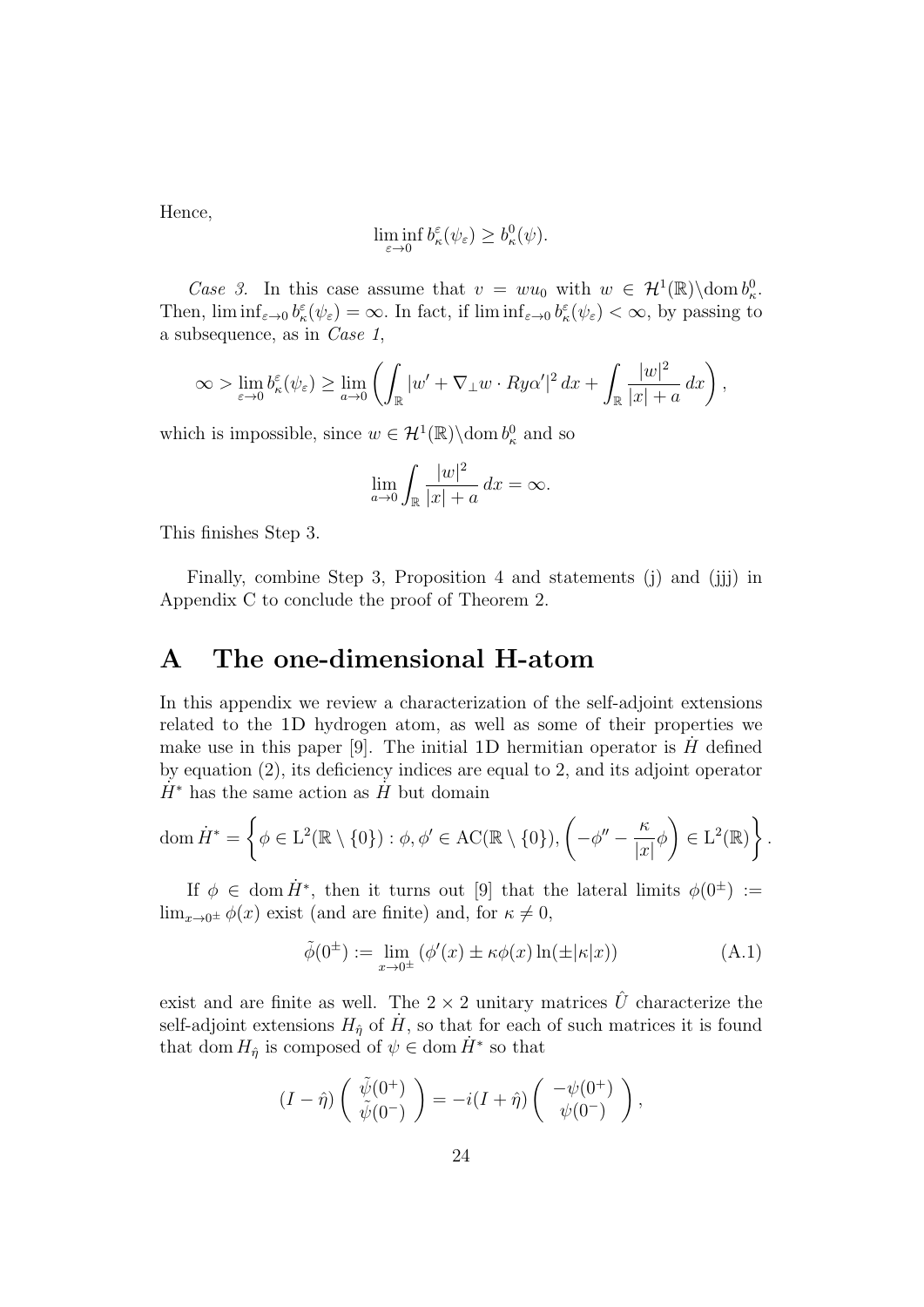Hence,

$$\liminf_{\varepsilon\to 0} b_\kappa^\varepsilon(\psi_\varepsilon) \geq b_\kappa^0(\psi).$$

*Case 3.* In this case assume that $v = wu_0$ with $w \in \mathcal{H}^1(\mathbb{R})\backslash \mathrm{dom}\, b_\kappa^0$. Then, $\liminf_{\varepsilon\to 0} b_\kappa^\varepsilon(\psi_\varepsilon) = \infty$. In fact, if $\liminf_{\varepsilon\to 0} b_\kappa^\varepsilon(\psi_\varepsilon) < \infty$, by passing to a subsequence, as in *Case 1*,

$$\infty > \lim_{\varepsilon\to 0} b_\kappa^\varepsilon(\psi_\varepsilon) \geq \lim_{a\to 0}\left(\int_{\mathbb{R}} |w' + \nabla_\perp w \cdot Ry\alpha'|^2\, dx + \int_{\mathbb{R}} \frac{|w|^2}{|x|+a}\, dx\right),$$

which is impossible, since $w \in \mathcal{H}^1(\mathbb{R})\backslash \mathrm{dom}\, b_\kappa^0$ and so

$$\lim_{a\to 0} \int_{\mathbb{R}} \frac{|w|^2}{|x|+a}\, dx = \infty.$$

This finishes Step 3.

Finally, combine Step 3, Proposition 4 and statements (j) and (jjj) in Appendix C to conclude the proof of Theorem 2.

# A The one-dimensional H-atom

In this appendix we review a characterization of the self-adjoint extensions related to the 1D hydrogen atom, as well as some of their properties we make use in this paper [9]. The initial 1D hermitian operator is $\dot H$ defined by equation (2), its deficiency indices are equal to 2, and its adjoint operator $\dot H^*$ has the same action as $\dot H$ but domain

$$\mathrm{dom}\, \dot H^* = \left\{\phi \in \mathrm{L}^2(\mathbb{R}\setminus\{0\}) : \phi, \phi' \in \mathrm{AC}(\mathbb{R}\setminus\{0\}), \left(-\phi'' - \frac{\kappa}{|x|}\phi\right) \in \mathrm{L}^2(\mathbb{R})\right\}.$$

If $\phi \in \mathrm{dom}\, \dot H^*$, then it turns out [9] that the lateral limits $\phi(0^\pm) := \lim_{x\to 0^\pm}\phi(x)$ exist (and are finite) and, for $\kappa \neq 0$,

$$\tilde\phi(0^\pm) := \lim_{x\to 0^\pm} \left(\phi'(x) \pm \kappa\phi(x)\ln(\pm|\kappa|x)\right) \tag{A.1}$$

exist and are finite as well. The $2\times 2$ unitary matrices $\hat U$ characterize the self-adjoint extensions $H_{\hat\eta}$ of $\dot H$, so that for each of such matrices it is found that $\mathrm{dom}\, H_{\hat\eta}$ is composed of $\psi \in \mathrm{dom}\, \dot H^*$ so that

$$(I - \hat\eta)\begin{pmatrix} \tilde\psi(0^+) \\ \tilde\psi(0^-) \end{pmatrix} = -i(I + \hat\eta)\begin{pmatrix} -\psi(0^+) \\ \psi(0^-) \end{pmatrix},$$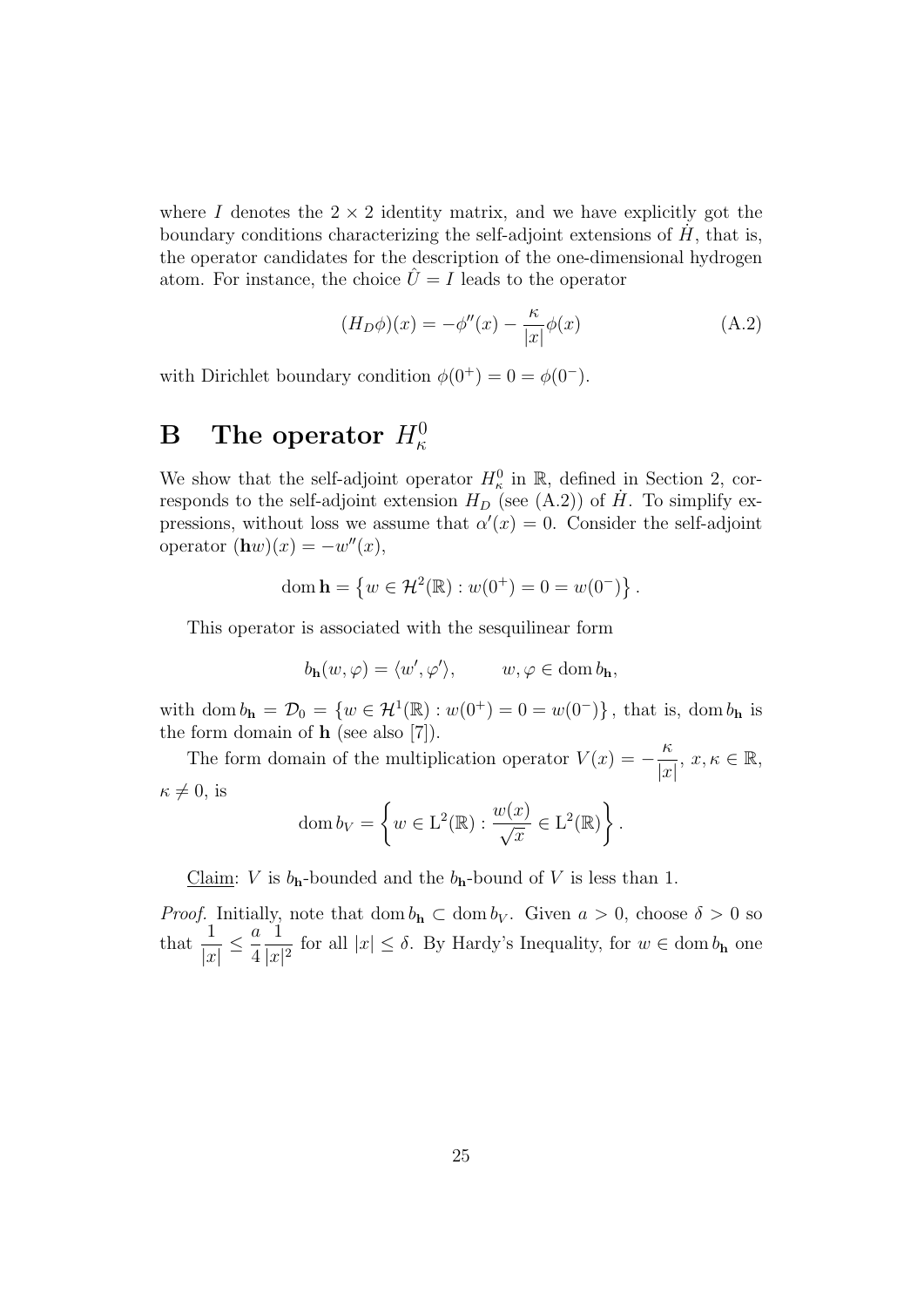where $I$ denotes the $2 \times 2$ identity matrix, and we have explicitly got the boundary conditions characterizing the self-adjoint extensions of $\dot{H}$, that is, the operator candidates for the description of the one-dimensional hydrogen atom. For instance, the choice $\hat{U} = I$ leads to the operator

$$(H_D \phi)(x) = -\phi''(x) - \frac{\kappa}{|x|}\phi(x) \tag{A.2}$$

with Dirichlet boundary condition $\phi(0^+) = 0 = \phi(0^-)$.

# B The operator $H_\kappa^0$

We show that the self-adjoint operator $H_\kappa^0$ in $\mathbb{R}$, defined in Section 2, corresponds to the self-adjoint extension $H_D$ (see (A.2)) of $\dot{H}$. To simplify expressions, without loss we assume that $\alpha'(x) = 0$. Consider the self-adjoint operator $(\mathbf{h}w)(x) = -w''(x)$,

$$\operatorname{dom} \mathbf{h} = \left\{ w \in \mathcal{H}^2(\mathbb{R}) : w(0^+) = 0 = w(0^-) \right\}.$$

This operator is associated with the sesquilinear form

$$b_{\mathbf{h}}(w, \varphi) = \langle w', \varphi' \rangle, \qquad w, \varphi \in \operatorname{dom} b_{\mathbf{h}},$$

with $\operatorname{dom} b_{\mathbf{h}} = \mathcal{D}_0 = \{ w \in \mathcal{H}^1(\mathbb{R}) : w(0^+) = 0 = w(0^-) \}$, that is, $\operatorname{dom} b_{\mathbf{h}}$ is the form domain of $\mathbf{h}$ (see also [7]).

The form domain of the multiplication operator $V(x) = -\dfrac{\kappa}{|x|}$, $x, \kappa \in \mathbb{R}$, $\kappa \neq 0$, is

$$\operatorname{dom} b_V = \left\{ w \in \mathrm{L}^2(\mathbb{R}) : \frac{w(x)}{\sqrt{x}} \in \mathrm{L}^2(\mathbb{R}) \right\}.$$

<u>Claim</u>: $V$ is $b_{\mathbf{h}}$-bounded and the $b_{\mathbf{h}}$-bound of $V$ is less than 1.

*Proof.* Initially, note that $\operatorname{dom} b_{\mathbf{h}} \subset \operatorname{dom} b_V$. Given $a > 0$, choose $\delta > 0$ so that $\dfrac{1}{|x|} \leq \dfrac{a}{4} \dfrac{1}{|x|^2}$ for all $|x| \leq \delta$. By Hardy's Inequality, for $w \in \operatorname{dom} b_{\mathbf{h}}$ one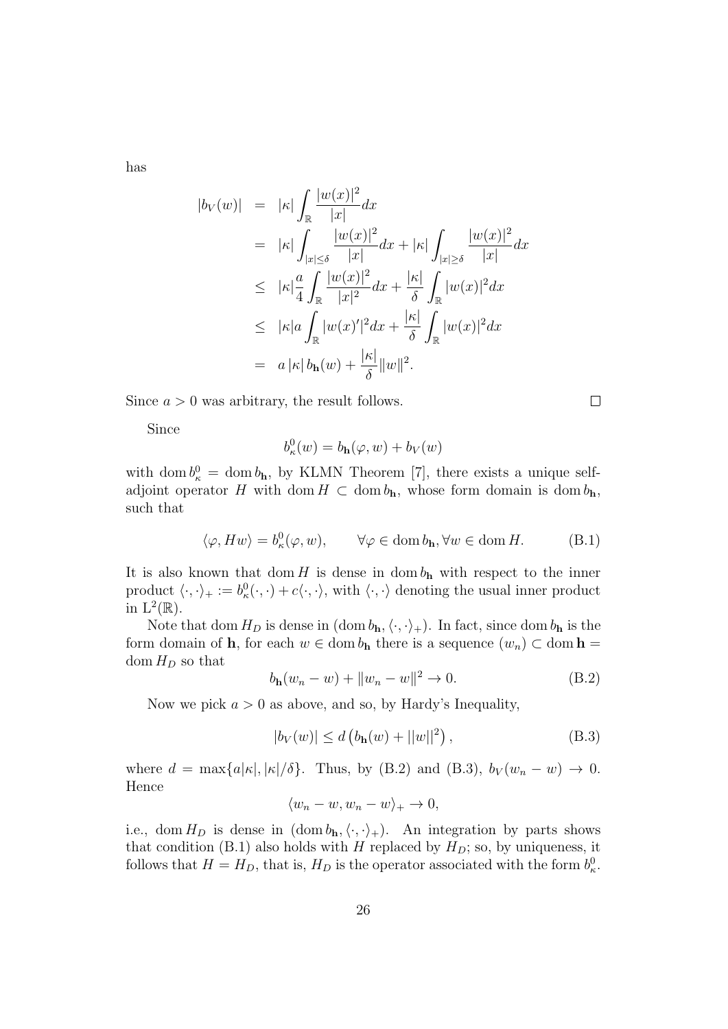has

$$
\begin{aligned}
|b_V(w)| &= |\kappa| \int_{\mathbb{R}} \frac{|w(x)|^2}{|x|} dx \\
&= |\kappa| \int_{|x|\leq \delta} \frac{|w(x)|^2}{|x|} dx + |\kappa| \int_{|x|\geq \delta} \frac{|w(x)|^2}{|x|} dx \\
&\leq |\kappa| \frac{a}{4} \int_{\mathbb{R}} \frac{|w(x)|^2}{|x|^2} dx + \frac{|\kappa|}{\delta} \int_{\mathbb{R}} |w(x)|^2 dx \\
&\leq |\kappa| a \int_{\mathbb{R}} |w(x)'|^2 dx + \frac{|\kappa|}{\delta} \int_{\mathbb{R}} |w(x)|^2 dx \\
&= a\, |\kappa|\, b_{\mathbf{h}}(w) + \frac{|\kappa|}{\delta} \|w\|^2.
\end{aligned}
$$

Since $a > 0$ was arbitrary, the result follows. □

Since

$$
b_\kappa^0(w) = b_{\mathbf{h}}(\varphi, w) + b_V(w)
$$

with $\operatorname{dom} b_\kappa^0 = \operatorname{dom} b_{\mathbf{h}}$, by KLMN Theorem [7], there exists a unique self-adjoint operator $H$ with $\operatorname{dom} H \subset \operatorname{dom} b_{\mathbf{h}}$, whose form domain is $\operatorname{dom} b_{\mathbf{h}}$, such that

$$
\langle \varphi, Hw \rangle = b_\kappa^0(\varphi, w), \qquad \forall \varphi \in \operatorname{dom} b_{\mathbf{h}}, \forall w \in \operatorname{dom} H. \tag{B.1}
$$

It is also known that $\operatorname{dom} H$ is dense in $\operatorname{dom} b_{\mathbf{h}}$ with respect to the inner product $\langle \cdot, \cdot \rangle_+ := b_\kappa^0(\cdot, \cdot) + c\langle \cdot, \cdot \rangle$, with $\langle \cdot, \cdot \rangle$ denoting the usual inner product in $\mathrm{L}^2(\mathbb{R})$.

Note that $\operatorname{dom} H_D$ is dense in $(\operatorname{dom} b_{\mathbf{h}}, \langle \cdot, \cdot \rangle_+)$. In fact, since $\operatorname{dom} b_{\mathbf{h}}$ is the form domain of $\mathbf{h}$, for each $w \in \operatorname{dom} b_{\mathbf{h}}$ there is a sequence $(w_n) \subset \operatorname{dom} \mathbf{h} = \operatorname{dom} H_D$ so that

$$
b_{\mathbf{h}}(w_n - w) + \|w_n - w\|^2 \to 0. \tag{B.2}
$$

Now we pick $a > 0$ as above, and so, by Hardy's Inequality,

$$
|b_V(w)| \leq d \left( b_{\mathbf{h}}(w) + ||w||^2 \right), \tag{B.3}
$$

where $d = \max\{a|\kappa|, |\kappa|/\delta\}$. Thus, by (B.2) and (B.3), $b_V(w_n - w) \to 0$. Hence

$$
\langle w_n - w, w_n - w \rangle_+ \to 0,
$$

i.e., $\operatorname{dom} H_D$ is dense in $(\operatorname{dom} b_{\mathbf{h}}, \langle \cdot, \cdot \rangle_+)$. An integration by parts shows that condition (B.1) also holds with $H$ replaced by $H_D$; so, by uniqueness, it follows that $H = H_D$, that is, $H_D$ is the operator associated with the form $b_\kappa^0$.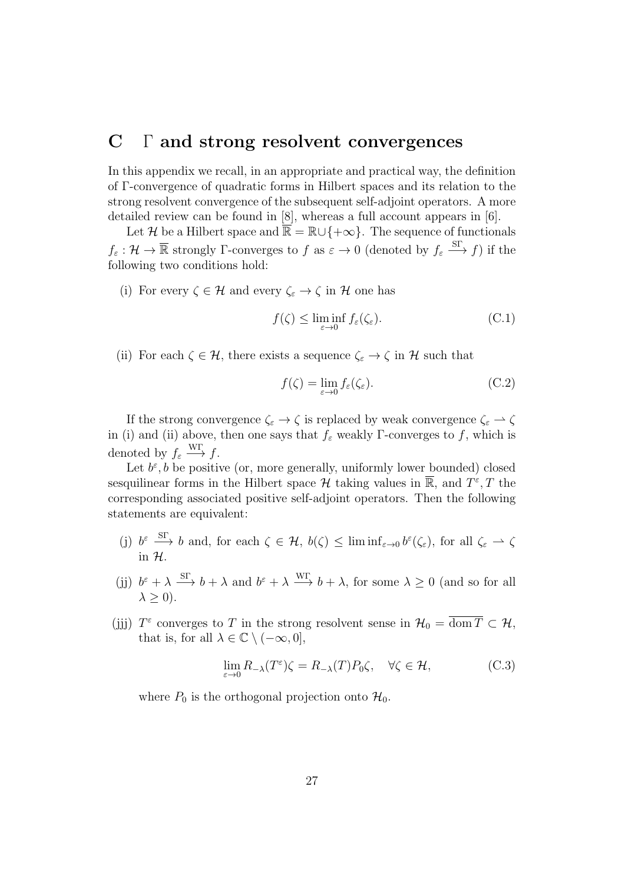## C Γ and strong resolvent convergences

In this appendix we recall, in an appropriate and practical way, the definition of Γ-convergence of quadratic forms in Hilbert spaces and its relation to the strong resolvent convergence of the subsequent self-adjoint operators. A more detailed review can be found in [8], whereas a full account appears in [6].

Let $\mathcal{H}$ be a Hilbert space and $\overline{\mathbb{R}} = \mathbb{R} \cup \{+\infty\}$. The sequence of functionals $f_\varepsilon : \mathcal{H} \to \overline{\mathbb{R}}$ strongly Γ-converges to $f$ as $\varepsilon \to 0$ (denoted by $f_\varepsilon \xrightarrow{\mathrm{S}\Gamma} f$) if the following two conditions hold:

(i) For every $\zeta \in \mathcal{H}$ and every $\zeta_\varepsilon \to \zeta$ in $\mathcal{H}$ one has

$$f(\zeta) \le \liminf_{\varepsilon \to 0} f_\varepsilon(\zeta_\varepsilon). \tag{C.1}$$

(ii) For each $\zeta \in \mathcal{H}$, there exists a sequence $\zeta_\varepsilon \to \zeta$ in $\mathcal{H}$ such that

$$f(\zeta) = \lim_{\varepsilon \to 0} f_\varepsilon(\zeta_\varepsilon). \tag{C.2}$$

If the strong convergence $\zeta_\varepsilon \to \zeta$ is replaced by weak convergence $\zeta_\varepsilon \rightharpoonup \zeta$ in (i) and (ii) above, then one says that $f_\varepsilon$ weakly Γ-converges to $f$, which is denoted by $f_\varepsilon \xrightarrow{\mathrm{W}\Gamma} f$.

Let $b^\varepsilon, b$ be positive (or, more generally, uniformly lower bounded) closed sesquilinear forms in the Hilbert space $\mathcal{H}$ taking values in $\overline{\mathbb{R}}$, and $T^\varepsilon, T$ the corresponding associated positive self-adjoint operators. Then the following statements are equivalent:

(j) $b^\varepsilon \xrightarrow{\mathrm{S}\Gamma} b$ and, for each $\zeta \in \mathcal{H}$, $b(\zeta) \le \liminf_{\varepsilon \to 0} b^\varepsilon(\zeta_\varepsilon)$, for all $\zeta_\varepsilon \rightharpoonup \zeta$ in $\mathcal{H}$.

(jj) $b^\varepsilon + \lambda \xrightarrow{\mathrm{S}\Gamma} b + \lambda$ and $b^\varepsilon + \lambda \xrightarrow{\mathrm{W}\Gamma} b + \lambda$, for some $\lambda \ge 0$ (and so for all $\lambda \ge 0$).

(jjj) $T^\varepsilon$ converges to $T$ in the strong resolvent sense in $\mathcal{H}_0 = \overline{\operatorname{dom} T} \subset \mathcal{H}$, that is, for all $\lambda \in \mathbb{C} \setminus (-\infty, 0]$,

$$\lim_{\varepsilon \to 0} R_{-\lambda}(T^\varepsilon)\zeta = R_{-\lambda}(T) P_0 \zeta, \quad \forall \zeta \in \mathcal{H}, \tag{C.3}$$

where $P_0$ is the orthogonal projection onto $\mathcal{H}_0$.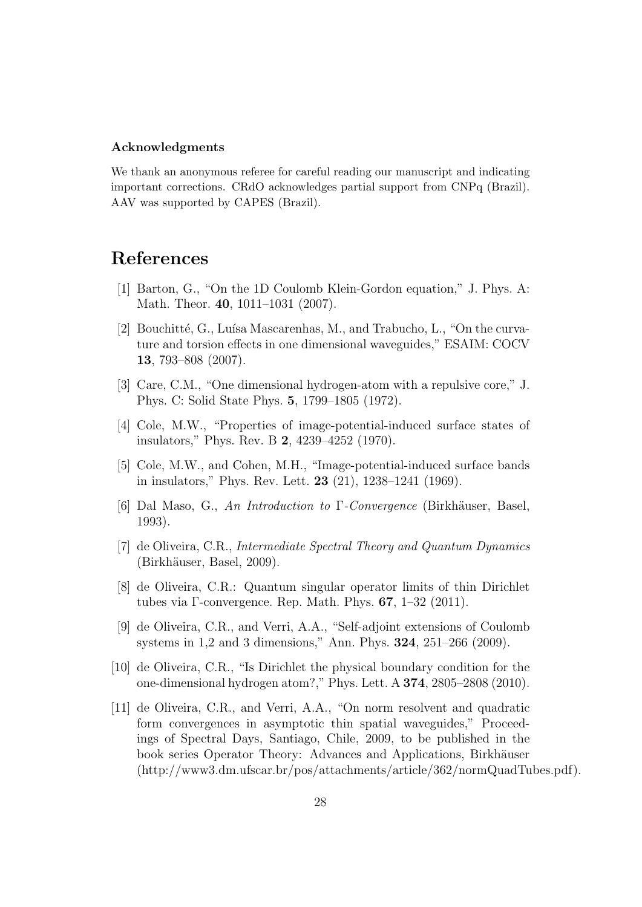### Acknowledgments

We thank an anonymous referee for careful reading our manuscript and indicating important corrections. CRdO acknowledges partial support from CNPq (Brazil). AAV was supported by CAPES (Brazil).

# References

[1] Barton, G., "On the 1D Coulomb Klein-Gordon equation," J. Phys. A: Math. Theor. **40**, 1011–1031 (2007).

[2] Bouchitté, G., Luísa Mascarenhas, M., and Trabucho, L., "On the curvature and torsion effects in one dimensional waveguides," ESAIM: COCV **13**, 793–808 (2007).

[3] Care, C.M., "One dimensional hydrogen-atom with a repulsive core," J. Phys. C: Solid State Phys. **5**, 1799–1805 (1972).

[4] Cole, M.W., "Properties of image-potential-induced surface states of insulators," Phys. Rev. B **2**, 4239–4252 (1970).

[5] Cole, M.W., and Cohen, M.H., "Image-potential-induced surface bands in insulators," Phys. Rev. Lett. **23** (21), 1238–1241 (1969).

[6] Dal Maso, G., *An Introduction to* $\Gamma$*-Convergence* (Birkhäuser, Basel, 1993).

[7] de Oliveira, C.R., *Intermediate Spectral Theory and Quantum Dynamics* (Birkhäuser, Basel, 2009).

[8] de Oliveira, C.R.: Quantum singular operator limits of thin Dirichlet tubes via $\Gamma$-convergence. Rep. Math. Phys. **67**, 1–32 (2011).

[9] de Oliveira, C.R., and Verri, A.A., "Self-adjoint extensions of Coulomb systems in 1,2 and 3 dimensions," Ann. Phys. **324**, 251–266 (2009).

[10] de Oliveira, C.R., "Is Dirichlet the physical boundary condition for the one-dimensional hydrogen atom?," Phys. Lett. A **374**, 2805–2808 (2010).

[11] de Oliveira, C.R., and Verri, A.A., "On norm resolvent and quadratic form convergences in asymptotic thin spatial waveguides," Proceedings of Spectral Days, Santiago, Chile, 2009, to be published in the book series Operator Theory: Advances and Applications, Birkhäuser (http://www3.dm.ufscar.br/pos/attachments/article/362/normQuadTubes.pdf).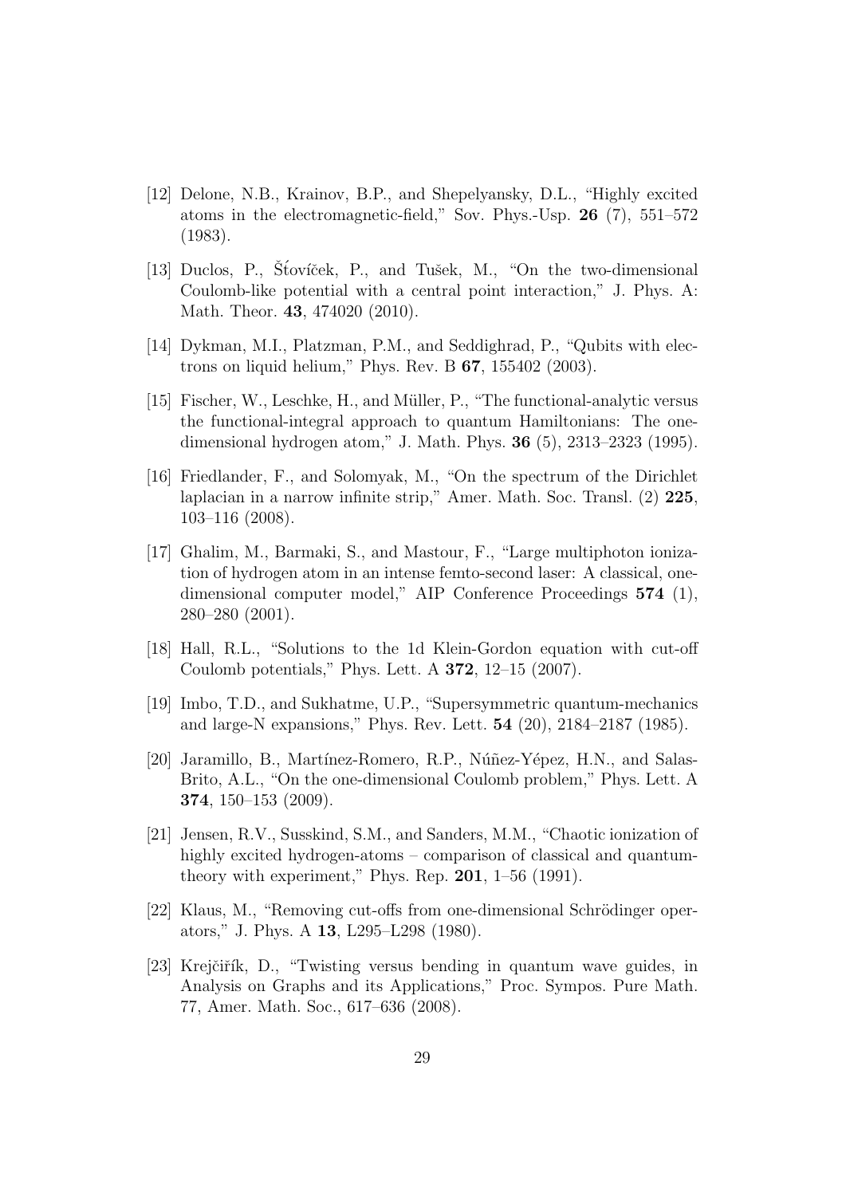[12] Delone, N.B., Krainov, B.P., and Shepelyansky, D.L., "Highly excited atoms in the electromagnetic-field," Sov. Phys.-Usp. **26** (7), 551–572 (1983).

[13] Duclos, P., Šťovíček, P., and Tušek, M., "On the two-dimensional Coulomb-like potential with a central point interaction," J. Phys. A: Math. Theor. **43**, 474020 (2010).

[14] Dykman, M.I., Platzman, P.M., and Seddighrad, P., "Qubits with electrons on liquid helium," Phys. Rev. B **67**, 155402 (2003).

[15] Fischer, W., Leschke, H., and Müller, P., "The functional-analytic versus the functional-integral approach to quantum Hamiltonians: The one-dimensional hydrogen atom," J. Math. Phys. **36** (5), 2313–2323 (1995).

[16] Friedlander, F., and Solomyak, M., "On the spectrum of the Dirichlet laplacian in a narrow infinite strip," Amer. Math. Soc. Transl. (2) **225**, 103–116 (2008).

[17] Ghalim, M., Barmaki, S., and Mastour, F., "Large multiphoton ionization of hydrogen atom in an intense femto-second laser: A classical, one-dimensional computer model," AIP Conference Proceedings **574** (1), 280–280 (2001).

[18] Hall, R.L., "Solutions to the 1d Klein-Gordon equation with cut-off Coulomb potentials," Phys. Lett. A **372**, 12–15 (2007).

[19] Imbo, T.D., and Sukhatme, U.P., "Supersymmetric quantum-mechanics and large-N expansions," Phys. Rev. Lett. **54** (20), 2184–2187 (1985).

[20] Jaramillo, B., Martínez-Romero, R.P., Núñez-Yépez, H.N., and Salas-Brito, A.L., "On the one-dimensional Coulomb problem," Phys. Lett. A **374**, 150–153 (2009).

[21] Jensen, R.V., Susskind, S.M., and Sanders, M.M., "Chaotic ionization of highly excited hydrogen-atoms – comparison of classical and quantum-theory with experiment," Phys. Rep. **201**, 1–56 (1991).

[22] Klaus, M., "Removing cut-offs from one-dimensional Schrödinger operators," J. Phys. A **13**, L295–L298 (1980).

[23] Krejčiřík, D., "Twisting versus bending in quantum wave guides, in Analysis on Graphs and its Applications," Proc. Sympos. Pure Math. 77, Amer. Math. Soc., 617–636 (2008).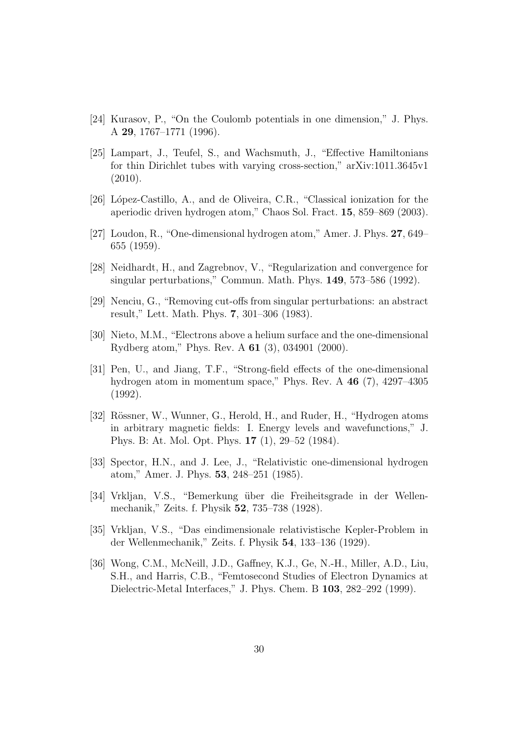[24] Kurasov, P., "On the Coulomb potentials in one dimension," J. Phys. A **29**, 1767–1771 (1996).

[25] Lampart, J., Teufel, S., and Wachsmuth, J., "Effective Hamiltonians for thin Dirichlet tubes with varying cross-section," arXiv:1011.3645v1 (2010).

[26] López-Castillo, A., and de Oliveira, C.R., "Classical ionization for the aperiodic driven hydrogen atom," Chaos Sol. Fract. **15**, 859–869 (2003).

[27] Loudon, R., "One-dimensional hydrogen atom," Amer. J. Phys. **27**, 649–655 (1959).

[28] Neidhardt, H., and Zagrebnov, V., "Regularization and convergence for singular perturbations," Commun. Math. Phys. **149**, 573–586 (1992).

[29] Nenciu, G., "Removing cut-offs from singular perturbations: an abstract result," Lett. Math. Phys. **7**, 301–306 (1983).

[30] Nieto, M.M., "Electrons above a helium surface and the one-dimensional Rydberg atom," Phys. Rev. A **61** (3), 034901 (2000).

[31] Pen, U., and Jiang, T.F., "Strong-field effects of the one-dimensional hydrogen atom in momentum space," Phys. Rev. A **46** (7), 4297–4305 (1992).

[32] Rössner, W., Wunner, G., Herold, H., and Ruder, H., "Hydrogen atoms in arbitrary magnetic fields: I. Energy levels and wavefunctions," J. Phys. B: At. Mol. Opt. Phys. **17** (1), 29–52 (1984).

[33] Spector, H.N., and J. Lee, J., "Relativistic one-dimensional hydrogen atom," Amer. J. Phys. **53**, 248–251 (1985).

[34] Vrkljan, V.S., "Bemerkung über die Freiheitsgrade in der Wellenmechanik," Zeits. f. Physik **52**, 735–738 (1928).

[35] Vrkljan, V.S., "Das eindimensionale relativistische Kepler-Problem in der Wellenmechanik," Zeits. f. Physik **54**, 133–136 (1929).

[36] Wong, C.M., McNeill, J.D., Gaffney, K.J., Ge, N.-H., Miller, A.D., Liu, S.H., and Harris, C.B., "Femtosecond Studies of Electron Dynamics at Dielectric-Metal Interfaces," J. Phys. Chem. B **103**, 282–292 (1999).